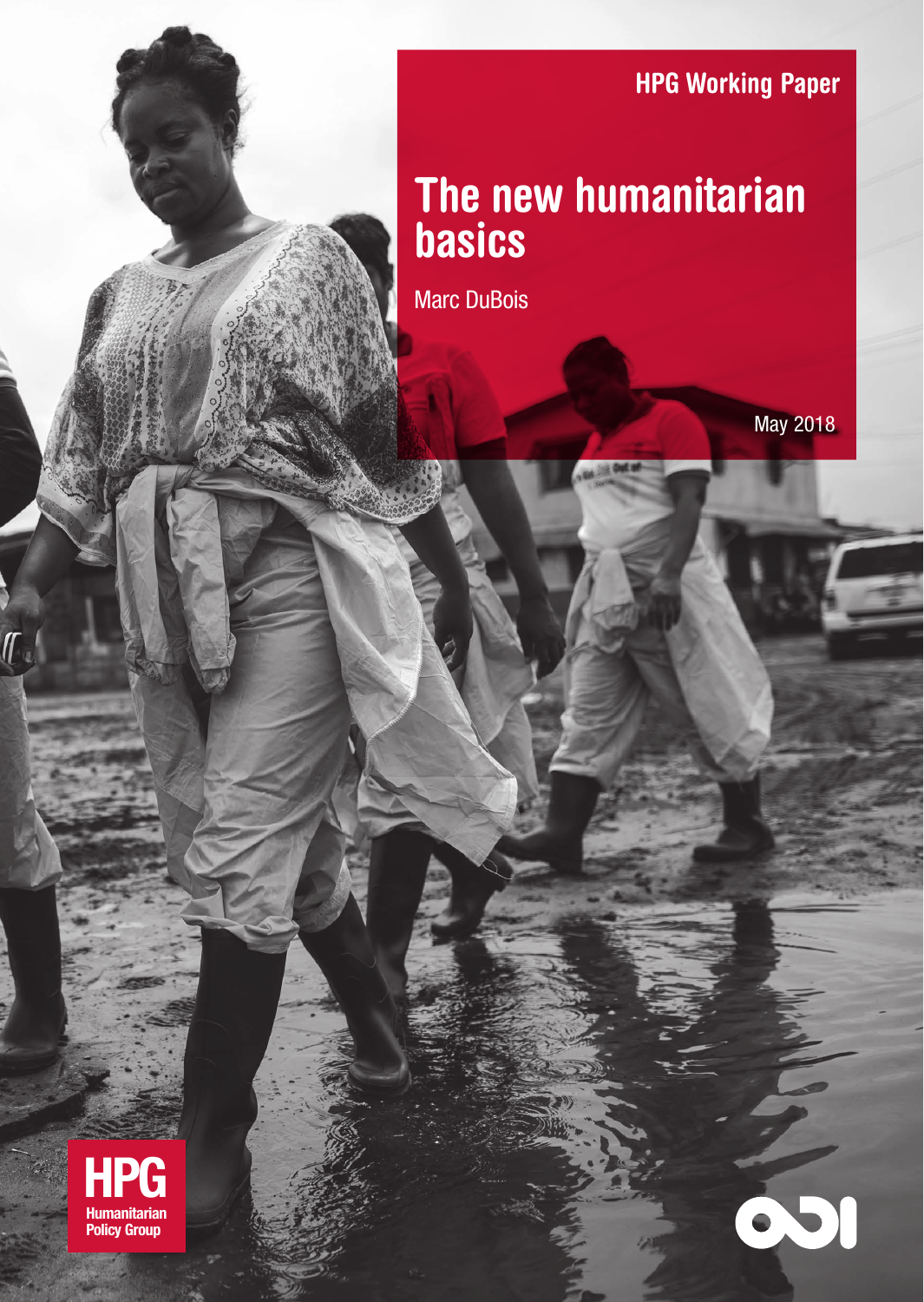HPG Working Paper

# The new humanitarian basics

Marc DuBois

May 2018

HPG Humanitarian Policy Group

ODI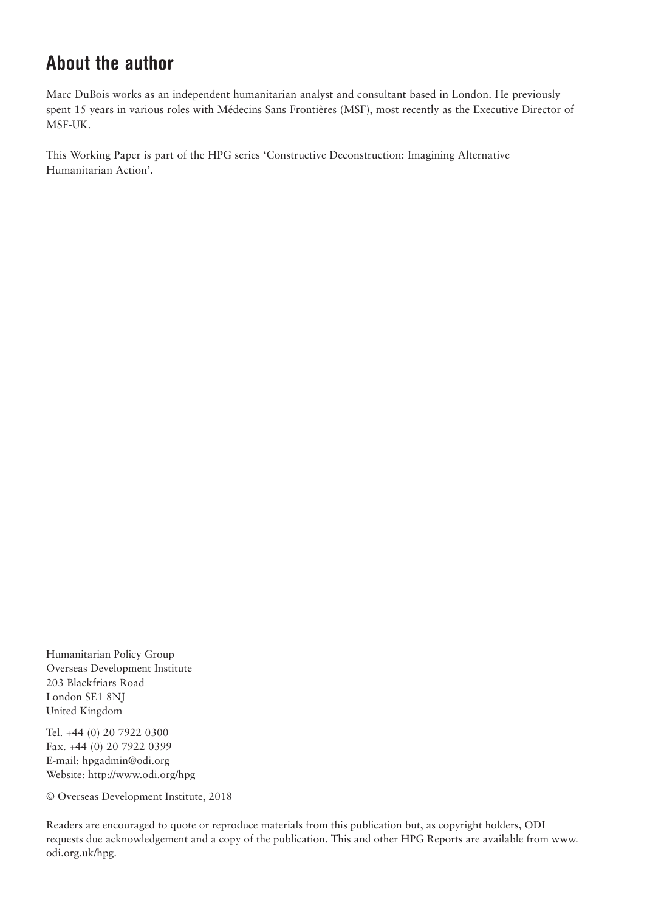## About the author

Marc DuBois works as an independent humanitarian analyst and consultant based in London. He previously spent 15 years in various roles with Médecins Sans Frontières (MSF), most recently as the Executive Director of MSF-UK.

This Working Paper is part of the HPG series 'Constructive Deconstruction: Imagining Alternative Humanitarian Action'.

Humanitarian Policy Group
Overseas Development Institute
203 Blackfriars Road
London SE1 8NJ
United Kingdom

Tel. +44 (0) 20 7922 0300
Fax. +44 (0) 20 7922 0399
E-mail: hpgadmin@odi.org
Website: http://www.odi.org/hpg

© Overseas Development Institute, 2018

Readers are encouraged to quote or reproduce materials from this publication but, as copyright holders, ODI requests due acknowledgement and a copy of the publication. This and other HPG Reports are available from www.odi.org.uk/hpg.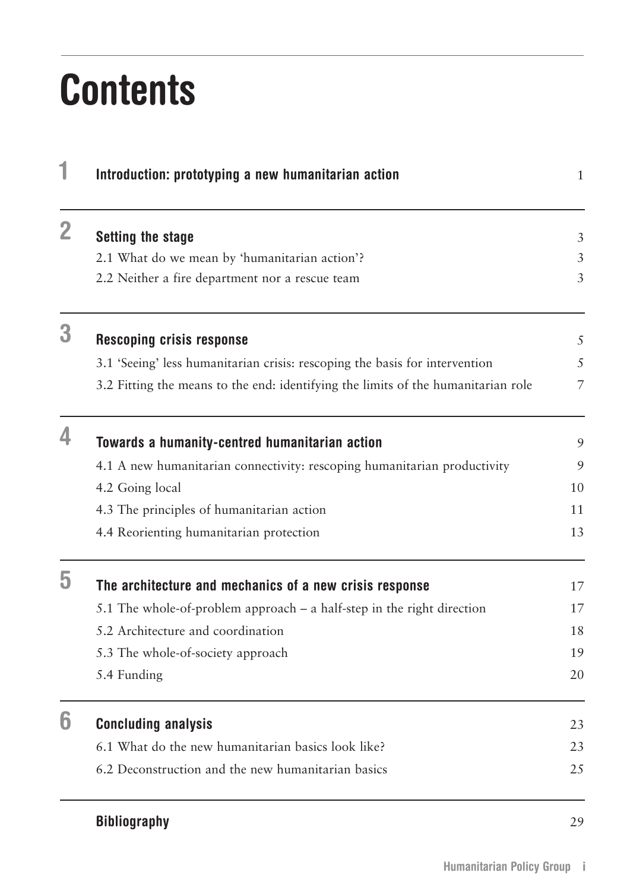# Contents

| | | |
|---|---|---|
| **1** | **Introduction: prototyping a new humanitarian action** | 1 |
| **2** | **Setting the stage** | 3 |
| | 2.1 What do we mean by 'humanitarian action'? | 3 |
| | 2.2 Neither a fire department nor a rescue team | 3 |
| **3** | **Rescoping crisis response** | 5 |
| | 3.1 'Seeing' less humanitarian crisis: rescoping the basis for intervention | 5 |
| | 3.2 Fitting the means to the end: identifying the limits of the humanitarian role | 7 |
| **4** | **Towards a humanity-centred humanitarian action** | 9 |
| | 4.1 A new humanitarian connectivity: rescoping humanitarian productivity | 9 |
| | 4.2 Going local | 10 |
| | 4.3 The principles of humanitarian action | 11 |
| | 4.4 Reorienting humanitarian protection | 13 |
| **5** | **The architecture and mechanics of a new crisis response** | 17 |
| | 5.1 The whole-of-problem approach – a half-step in the right direction | 17 |
| | 5.2 Architecture and coordination | 18 |
| | 5.3 The whole-of-society approach | 19 |
| | 5.4 Funding | 20 |
| **6** | **Concluding analysis** | 23 |
| | 6.1 What do the new humanitarian basics look like? | 23 |
| | 6.2 Deconstruction and the new humanitarian basics | 25 |
| | **Bibliography** | 29 |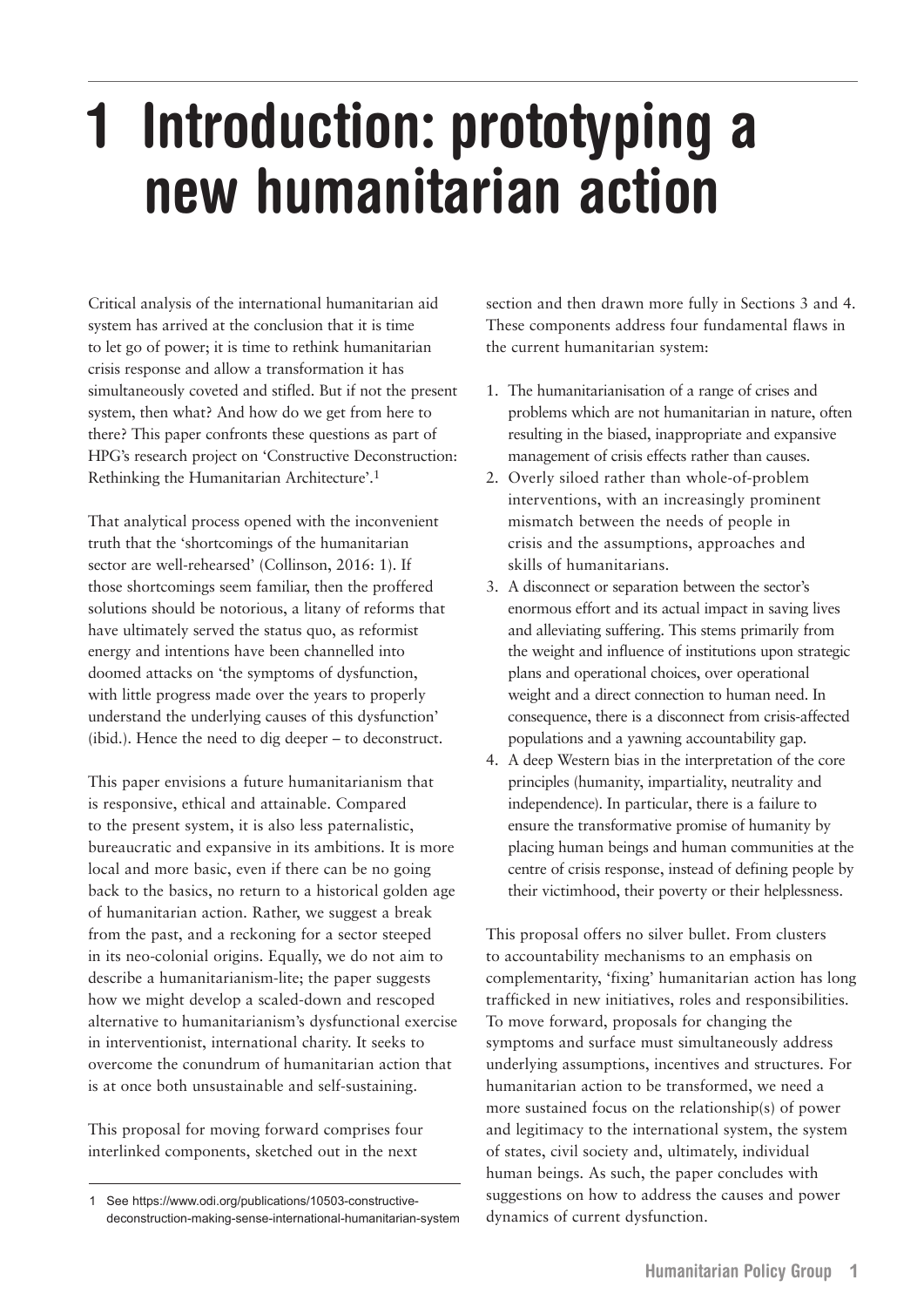# 1 Introduction: prototyping a new humanitarian action

Critical analysis of the international humanitarian aid system has arrived at the conclusion that it is time to let go of power; it is time to rethink humanitarian crisis response and allow a transformation it has simultaneously coveted and stifled. But if not the present system, then what? And how do we get from here to there? This paper confronts these questions as part of HPG's research project on 'Constructive Deconstruction: Rethinking the Humanitarian Architecture'.[1]

That analytical process opened with the inconvenient truth that the 'shortcomings of the humanitarian sector are well-rehearsed' (Collinson, 2016: 1). If those shortcomings seem familiar, then the proffered solutions should be notorious, a litany of reforms that have ultimately served the status quo, as reformist energy and intentions have been channelled into doomed attacks on 'the symptoms of dysfunction, with little progress made over the years to properly understand the underlying causes of this dysfunction' (ibid.). Hence the need to dig deeper – to deconstruct.

This paper envisions a future humanitarianism that is responsive, ethical and attainable. Compared to the present system, it is also less paternalistic, bureaucratic and expansive in its ambitions. It is more local and more basic, even if there can be no going back to the basics, no return to a historical golden age of humanitarian action. Rather, we suggest a break from the past, and a reckoning for a sector steeped in its neo-colonial origins. Equally, we do not aim to describe a humanitarianism-lite; the paper suggests how we might develop a scaled-down and rescoped alternative to humanitarianism's dysfunctional exercise in interventionist, international charity. It seeks to overcome the conundrum of humanitarian action that is at once both unsustainable and self-sustaining.

This proposal for moving forward comprises four interlinked components, sketched out in the next section and then drawn more fully in Sections 3 and 4. These components address four fundamental flaws in the current humanitarian system:

1. The humanitarianisation of a range of crises and problems which are not humanitarian in nature, often resulting in the biased, inappropriate and expansive management of crisis effects rather than causes.
2. Overly siloed rather than whole-of-problem interventions, with an increasingly prominent mismatch between the needs of people in crisis and the assumptions, approaches and skills of humanitarians.
3. A disconnect or separation between the sector's enormous effort and its actual impact in saving lives and alleviating suffering. This stems primarily from the weight and influence of institutions upon strategic plans and operational choices, over operational weight and a direct connection to human need. In consequence, there is a disconnect from crisis-affected populations and a yawning accountability gap.
4. A deep Western bias in the interpretation of the core principles (humanity, impartiality, neutrality and independence). In particular, there is a failure to ensure the transformative promise of humanity by placing human beings and human communities at the centre of crisis response, instead of defining people by their victimhood, their poverty or their helplessness.

This proposal offers no silver bullet. From clusters to accountability mechanisms to an emphasis on complementarity, 'fixing' humanitarian action has long trafficked in new initiatives, roles and responsibilities. To move forward, proposals for changing the symptoms and surface must simultaneously address underlying assumptions, incentives and structures. For humanitarian action to be transformed, we need a more sustained focus on the relationship(s) of power and legitimacy to the international system, the system of states, civil society and, ultimately, individual human beings. As such, the paper concludes with suggestions on how to address the causes and power dynamics of current dysfunction.

[1] See https://www.odi.org/publications/10503-constructive-deconstruction-making-sense-international-humanitarian-system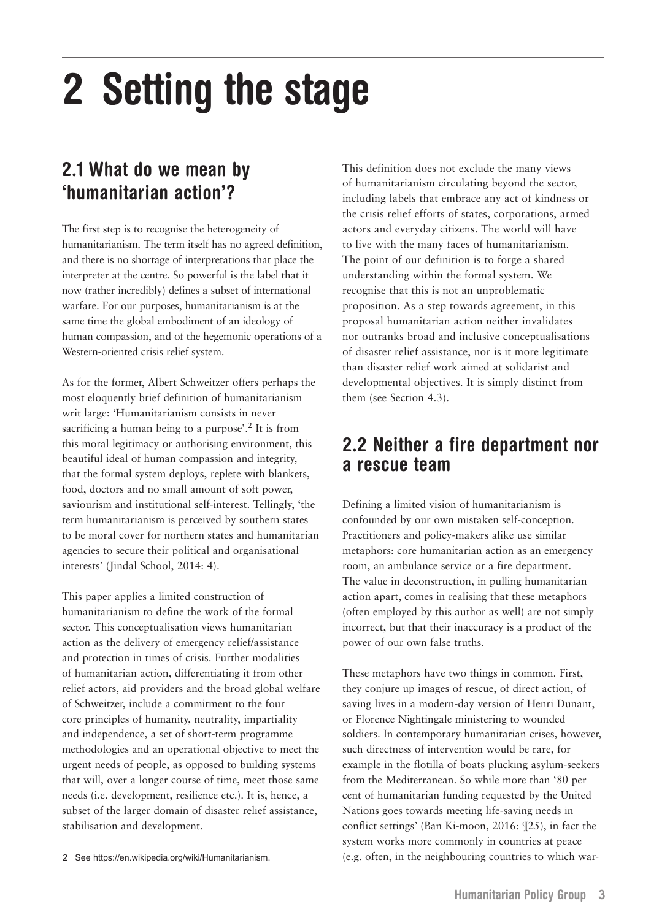# 2 Setting the stage

## 2.1 What do we mean by 'humanitarian action'?

The first step is to recognise the heterogeneity of humanitarianism. The term itself has no agreed definition, and there is no shortage of interpretations that place the interpreter at the centre. So powerful is the label that it now (rather incredibly) defines a subset of international warfare. For our purposes, humanitarianism is at the same time the global embodiment of an ideology of human compassion, and of the hegemonic operations of a Western-oriented crisis relief system.

As for the former, Albert Schweitzer offers perhaps the most eloquently brief definition of humanitarianism writ large: 'Humanitarianism consists in never sacrificing a human being to a purpose'.[2] It is from this moral legitimacy or authorising environment, this beautiful ideal of human compassion and integrity, that the formal system deploys, replete with blankets, food, doctors and no small amount of soft power, saviourism and institutional self-interest. Tellingly, 'the term humanitarianism is perceived by southern states to be moral cover for northern states and humanitarian agencies to secure their political and organisational interests' (Jindal School, 2014: 4).

This paper applies a limited construction of humanitarianism to define the work of the formal sector. This conceptualisation views humanitarian action as the delivery of emergency relief/assistance and protection in times of crisis. Further modalities of humanitarian action, differentiating it from other relief actors, aid providers and the broad global welfare of Schweitzer, include a commitment to the four core principles of humanity, neutrality, impartiality and independence, a set of short-term programme methodologies and an operational objective to meet the urgent needs of people, as opposed to building systems that will, over a longer course of time, meet those same needs (i.e. development, resilience etc.). It is, hence, a subset of the larger domain of disaster relief assistance, stabilisation and development.

This definition does not exclude the many views of humanitarianism circulating beyond the sector, including labels that embrace any act of kindness or the crisis relief efforts of states, corporations, armed actors and everyday citizens. The world will have to live with the many faces of humanitarianism. The point of our definition is to forge a shared understanding within the formal system. We recognise that this is not an unproblematic proposition. As a step towards agreement, in this proposal humanitarian action neither invalidates nor outranks broad and inclusive conceptualisations of disaster relief assistance, nor is it more legitimate than disaster relief work aimed at solidarist and developmental objectives. It is simply distinct from them (see Section 4.3).

## 2.2 Neither a fire department nor a rescue team

Defining a limited vision of humanitarianism is confounded by our own mistaken self-conception. Practitioners and policy-makers alike use similar metaphors: core humanitarian action as an emergency room, an ambulance service or a fire department. The value in deconstruction, in pulling humanitarian action apart, comes in realising that these metaphors (often employed by this author as well) are not simply incorrect, but that their inaccuracy is a product of the power of our own false truths.

These metaphors have two things in common. First, they conjure up images of rescue, of direct action, of saving lives in a modern-day version of Henri Dunant, or Florence Nightingale ministering to wounded soldiers. In contemporary humanitarian crises, however, such directness of intervention would be rare, for example in the flotilla of boats plucking asylum-seekers from the Mediterranean. So while more than '80 per cent of humanitarian funding requested by the United Nations goes towards meeting life-saving needs in conflict settings' (Ban Ki-moon, 2016: ¶25), in fact the system works more commonly in countries at peace (e.g. often, in the neighbouring countries to which war-

2 See https://en.wikipedia.org/wiki/Humanitarianism.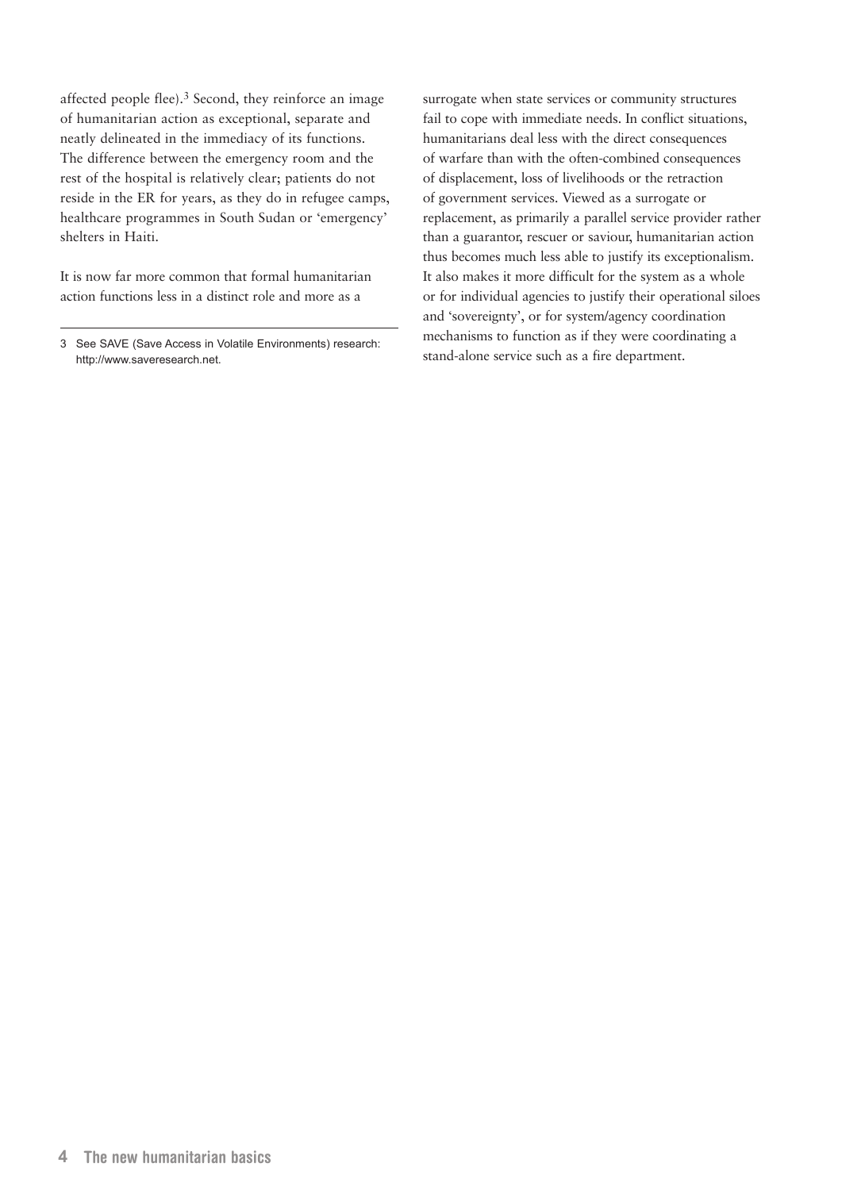affected people flee).[3] Second, they reinforce an image of humanitarian action as exceptional, separate and neatly delineated in the immediacy of its functions. The difference between the emergency room and the rest of the hospital is relatively clear; patients do not reside in the ER for years, as they do in refugee camps, healthcare programmes in South Sudan or 'emergency' shelters in Haiti.

It is now far more common that formal humanitarian action functions less in a distinct role and more as a surrogate when state services or community structures fail to cope with immediate needs. In conflict situations, humanitarians deal less with the direct consequences of warfare than with the often-combined consequences of displacement, loss of livelihoods or the retraction of government services. Viewed as a surrogate or replacement, as primarily a parallel service provider rather than a guarantor, rescuer or saviour, humanitarian action thus becomes much less able to justify its exceptionalism. It also makes it more difficult for the system as a whole or for individual agencies to justify their operational siloes and 'sovereignty', or for system/agency coordination mechanisms to function as if they were coordinating a stand-alone service such as a fire department.

3 See SAVE (Save Access in Volatile Environments) research: http://www.saveresearch.net.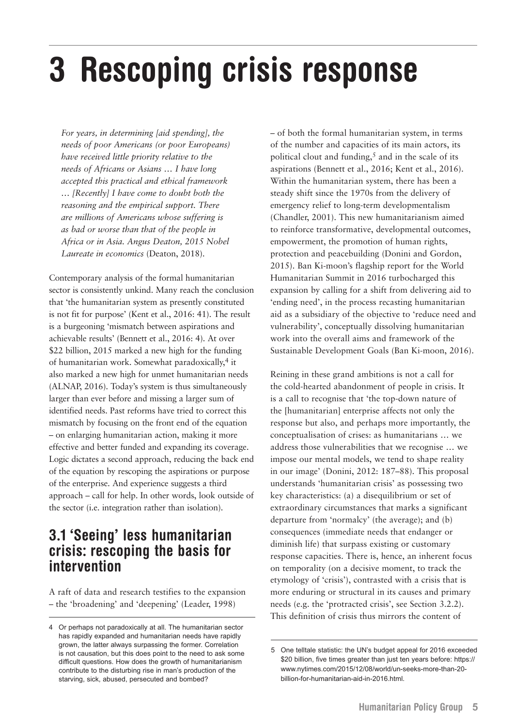# 3 Rescoping crisis response

> *For years, in determining [aid spending], the needs of poor Americans (or poor Europeans) have received little priority relative to the needs of Africans or Asians … I have long accepted this practical and ethical framework … [Recently] I have come to doubt both the reasoning and the empirical support. There are millions of Americans whose suffering is as bad or worse than that of the people in Africa or in Asia. Angus Deaton, 2015 Nobel Laureate in economics* (Deaton, 2018).

Contemporary analysis of the formal humanitarian sector is consistently unkind. Many reach the conclusion that 'the humanitarian system as presently constituted is not fit for purpose' (Kent et al., 2016: 41). The result is a burgeoning 'mismatch between aspirations and achievable results' (Bennett et al., 2016: 4). At over \$22 billion, 2015 marked a new high for the funding of humanitarian work. Somewhat paradoxically,[4] it also marked a new high for unmet humanitarian needs (ALNAP, 2016). Today's system is thus simultaneously larger than ever before and missing a larger sum of identified needs. Past reforms have tried to correct this mismatch by focusing on the front end of the equation – on enlarging humanitarian action, making it more effective and better funded and expanding its coverage. Logic dictates a second approach, reducing the back end of the equation by rescoping the aspirations or purpose of the enterprise. And experience suggests a third approach – call for help. In other words, look outside of the sector (i.e. integration rather than isolation).

## 3.1 'Seeing' less humanitarian crisis: rescoping the basis for intervention

A raft of data and research testifies to the expansion – the 'broadening' and 'deepening' (Leader, 1998) – of both the formal humanitarian system, in terms of the number and capacities of its main actors, its political clout and funding,[5] and in the scale of its aspirations (Bennett et al., 2016; Kent et al., 2016). Within the humanitarian system, there has been a steady shift since the 1970s from the delivery of emergency relief to long-term developmentalism (Chandler, 2001). This new humanitarianism aimed to reinforce transformative, developmental outcomes, empowerment, the promotion of human rights, protection and peacebuilding (Donini and Gordon, 2015). Ban Ki-moon's flagship report for the World Humanitarian Summit in 2016 turbocharged this expansion by calling for a shift from delivering aid to 'ending need', in the process recasting humanitarian aid as a subsidiary of the objective to 'reduce need and vulnerability', conceptually dissolving humanitarian work into the overall aims and framework of the Sustainable Development Goals (Ban Ki-moon, 2016).

Reining in these grand ambitions is not a call for the cold-hearted abandonment of people in crisis. It is a call to recognise that 'the top-down nature of the [humanitarian] enterprise affects not only the response but also, and perhaps more importantly, the conceptualisation of crises: as humanitarians … we address those vulnerabilities that we recognise … we impose our mental models, we tend to shape reality in our image' (Donini, 2012: 187–88). This proposal understands 'humanitarian crisis' as possessing two key characteristics: (a) a disequilibrium or set of extraordinary circumstances that marks a significant departure from 'normalcy' (the average); and (b) consequences (immediate needs that endanger or diminish life) that surpass existing or customary response capacities. There is, hence, an inherent focus on temporality (on a decisive moment, to track the etymology of 'crisis'), contrasted with a crisis that is more enduring or structural in its causes and primary needs (e.g. the 'protracted crisis', see Section 3.2.2). This definition of crisis thus mirrors the content of

---

[4] Or perhaps not paradoxically at all. The humanitarian sector has rapidly expanded and humanitarian needs have rapidly grown, the latter always surpassing the former. Correlation is not causation, but this does point to the need to ask some difficult questions. How does the growth of humanitarianism contribute to the disturbing rise in man's production of the starving, sick, abused, persecuted and bombed?

[5] One telltale statistic: the UN's budget appeal for 2016 exceeded \$20 billion, five times greater than just ten years before: https://www.nytimes.com/2015/12/08/world/un-seeks-more-than-20-billion-for-humanitarian-aid-in-2016.html.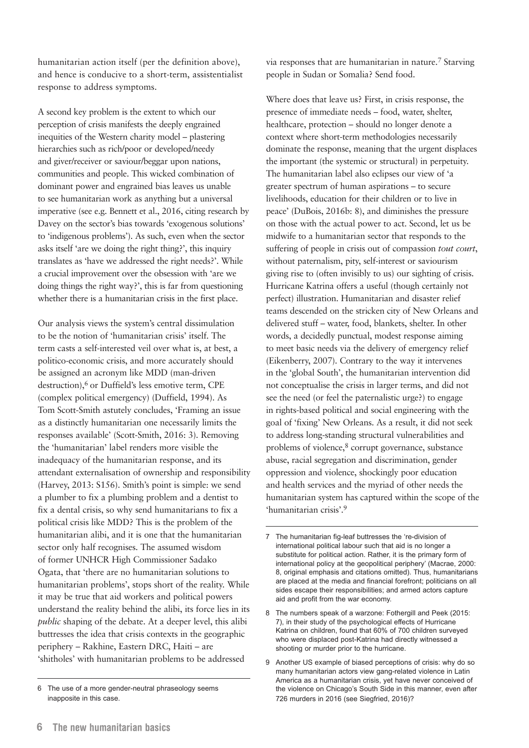humanitarian action itself (per the definition above), and hence is conducive to a short-term, assistentialist response to address symptoms.

A second key problem is the extent to which our perception of crisis manifests the deeply engrained inequities of the Western charity model – plastering hierarchies such as rich/poor or developed/needy and giver/receiver or saviour/beggar upon nations, communities and people. This wicked combination of dominant power and engrained bias leaves us unable to see humanitarian work as anything but a universal imperative (see e.g. Bennett et al., 2016, citing research by Davey on the sector's bias towards 'exogenous solutions' to 'indigenous problems'). As such, even when the sector asks itself 'are we doing the right thing?', this inquiry translates as 'have we addressed the right needs?'. While a crucial improvement over the obsession with 'are we doing things the right way?', this is far from questioning whether there is a humanitarian crisis in the first place.

Our analysis views the system's central dissimulation to be the notion of 'humanitarian crisis' itself. The term casts a self-interested veil over what is, at best, a politico-economic crisis, and more accurately should be assigned an acronym like MDD (man-driven destruction),[6] or Duffield's less emotive term, CPE (complex political emergency) (Duffield, 1994). As Tom Scott-Smith astutely concludes, 'Framing an issue as a distinctly humanitarian one necessarily limits the responses available' (Scott-Smith, 2016: 3). Removing the 'humanitarian' label renders more visible the inadequacy of the humanitarian response, and its attendant externalisation of ownership and responsibility (Harvey, 2013: S156). Smith's point is simple: we send a plumber to fix a plumbing problem and a dentist to fix a dental crisis, so why send humanitarians to fix a political crisis like MDD? This is the problem of the humanitarian alibi, and it is one that the humanitarian sector only half recognises. The assumed wisdom of former UNHCR High Commissioner Sadako Ogata, that 'there are no humanitarian solutions to humanitarian problems', stops short of the reality. While it may be true that aid workers and political powers understand the reality behind the alibi, its force lies in its *public* shaping of the debate. At a deeper level, this alibi buttresses the idea that crisis contexts in the geographic periphery – Rakhine, Eastern DRC, Haiti – are 'shitholes' with humanitarian problems to be addressed via responses that are humanitarian in nature.[7] Starving people in Sudan or Somalia? Send food.

Where does that leave us? First, in crisis response, the presence of immediate needs – food, water, shelter, healthcare, protection – should no longer denote a context where short-term methodologies necessarily dominate the response, meaning that the urgent displaces the important (the systemic or structural) in perpetuity. The humanitarian label also eclipses our view of 'a greater spectrum of human aspirations – to secure livelihoods, education for their children or to live in peace' (DuBois, 2016b: 8), and diminishes the pressure on those with the actual power to act. Second, let us be midwife to a humanitarian sector that responds to the suffering of people in crisis out of compassion *tout court*, without paternalism, pity, self-interest or saviourism giving rise to (often invisibly to us) our sighting of crisis. Hurricane Katrina offers a useful (though certainly not perfect) illustration. Humanitarian and disaster relief teams descended on the stricken city of New Orleans and delivered stuff – water, food, blankets, shelter. In other words, a decidedly punctual, modest response aiming to meet basic needs via the delivery of emergency relief (Eikenberry, 2007). Contrary to the way it intervenes in the 'global South', the humanitarian intervention did not conceptualise the crisis in larger terms, and did not see the need (or feel the paternalistic urge?) to engage in rights-based political and social engineering with the goal of 'fixing' New Orleans. As a result, it did not seek to address long-standing structural vulnerabilities and problems of violence,[8] corrupt governance, substance abuse, racial segregation and discrimination, gender oppression and violence, shockingly poor education and health services and the myriad of other needs the humanitarian system has captured within the scope of the 'humanitarian crisis'.[9]

---

6 The use of a more gender-neutral phraseology seems inapposite in this case.

7 The humanitarian fig-leaf buttresses the 're-division of international political labour such that aid is no longer a substitute for political action. Rather, it is the primary form of international policy at the geopolitical periphery' (Macrae, 2000: 8, original emphasis and citations omitted). Thus, humanitarians are placed at the media and financial forefront; politicians on all sides escape their responsibilities; and armed actors capture aid and profit from the war economy.

8 The numbers speak of a warzone: Fothergill and Peek (2015: 7), in their study of the psychological effects of Hurricane Katrina on children, found that 60% of 700 children surveyed who were displaced post-Katrina had directly witnessed a shooting or murder prior to the hurricane.

9 Another US example of biased perceptions of crisis: why do so many humanitarian actors view gang-related violence in Latin America as a humanitarian crisis, yet have never conceived of the violence on Chicago's South Side in this manner, even after 726 murders in 2016 (see Siegfried, 2016)?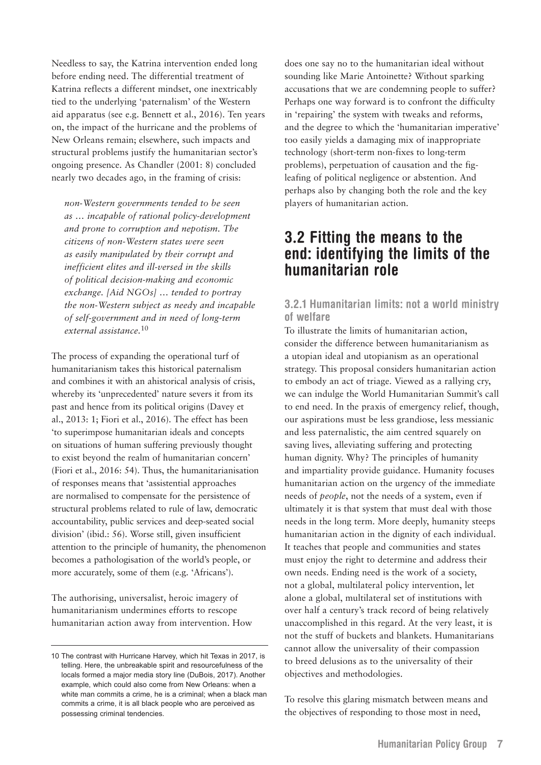Needless to say, the Katrina intervention ended long before ending need. The differential treatment of Katrina reflects a different mindset, one inextricably tied to the underlying 'paternalism' of the Western aid apparatus (see e.g. Bennett et al., 2016). Ten years on, the impact of the hurricane and the problems of New Orleans remain; elsewhere, such impacts and structural problems justify the humanitarian sector's ongoing presence. As Chandler (2001: 8) concluded nearly two decades ago, in the framing of crisis:

> *non-Western governments tended to be seen as … incapable of rational policy-development and prone to corruption and nepotism. The citizens of non-Western states were seen as easily manipulated by their corrupt and inefficient elites and ill-versed in the skills of political decision-making and economic exchange. [Aid NGOs] … tended to portray the non-Western subject as needy and incapable of self-government and in need of long-term external assistance.*[10]

The process of expanding the operational turf of humanitarianism takes this historical paternalism and combines it with an ahistorical analysis of crisis, whereby its 'unprecedented' nature severs it from its past and hence from its political origins (Davey et al., 2013: 1; Fiori et al., 2016). The effect has been 'to superimpose humanitarian ideals and concepts on situations of human suffering previously thought to exist beyond the realm of humanitarian concern' (Fiori et al., 2016: 54). Thus, the humanitarianisation of responses means that 'assistential approaches are normalised to compensate for the persistence of structural problems related to rule of law, democratic accountability, public services and deep-seated social division' (ibid.: 56). Worse still, given insufficient attention to the principle of humanity, the phenomenon becomes a pathologisation of the world's people, or more accurately, some of them (e.g. 'Africans').

The authorising, universalist, heroic imagery of humanitarianism undermines efforts to rescope humanitarian action away from intervention. How does one say no to the humanitarian ideal without sounding like Marie Antoinette? Without sparking accusations that we are condemning people to suffer? Perhaps one way forward is to confront the difficulty in 'repairing' the system with tweaks and reforms, and the degree to which the 'humanitarian imperative' too easily yields a damaging mix of inappropriate technology (short-term non-fixes to long-term problems), perpetuation of causation and the fig-leafing of political negligence or abstention. And perhaps also by changing both the role and the key players of humanitarian action.

## 3.2 Fitting the means to the end: identifying the limits of the humanitarian role

### 3.2.1 Humanitarian limits: not a world ministry of welfare

To illustrate the limits of humanitarian action, consider the difference between humanitarianism as a utopian ideal and utopianism as an operational strategy. This proposal considers humanitarian action to embody an act of triage. Viewed as a rallying cry, we can indulge the World Humanitarian Summit's call to end need. In the praxis of emergency relief, though, our aspirations must be less grandiose, less messianic and less paternalistic, the aim centred squarely on saving lives, alleviating suffering and protecting human dignity. Why? The principles of humanity and impartiality provide guidance. Humanity focuses humanitarian action on the urgency of the immediate needs of *people*, not the needs of a system, even if ultimately it is that system that must deal with those needs in the long term. More deeply, humanity steeps humanitarian action in the dignity of each individual. It teaches that people and communities and states must enjoy the right to determine and address their own needs. Ending need is the work of a society, not a global, multilateral policy intervention, let alone a global, multilateral set of institutions with over half a century's track record of being relatively unaccomplished in this regard. At the very least, it is not the stuff of buckets and blankets. Humanitarians cannot allow the universality of their compassion to breed delusions as to the universality of their objectives and methodologies.

To resolve this glaring mismatch between means and the objectives of responding to those most in need,

---

10 The contrast with Hurricane Harvey, which hit Texas in 2017, is telling. Here, the unbreakable spirit and resourcefulness of the locals formed a major media story line (DuBois, 2017). Another example, which could also come from New Orleans: when a white man commits a crime, he is a criminal; when a black man commits a crime, it is all black people who are perceived as possessing criminal tendencies.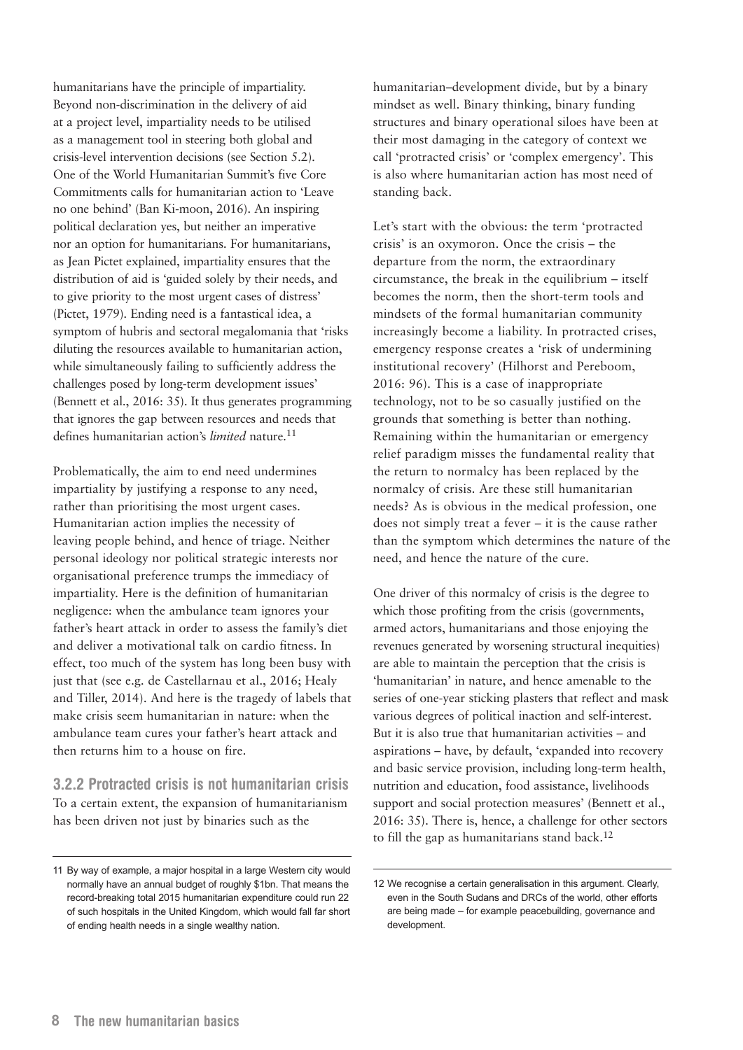humanitarians have the principle of impartiality. Beyond non-discrimination in the delivery of aid at a project level, impartiality needs to be utilised as a management tool in steering both global and crisis-level intervention decisions (see Section 5.2). One of the World Humanitarian Summit's five Core Commitments calls for humanitarian action to 'Leave no one behind' (Ban Ki-moon, 2016). An inspiring political declaration yes, but neither an imperative nor an option for humanitarians. For humanitarians, as Jean Pictet explained, impartiality ensures that the distribution of aid is 'guided solely by their needs, and to give priority to the most urgent cases of distress' (Pictet, 1979). Ending need is a fantastical idea, a symptom of hubris and sectoral megalomania that 'risks diluting the resources available to humanitarian action, while simultaneously failing to sufficiently address the challenges posed by long-term development issues' (Bennett et al., 2016: 35). It thus generates programming that ignores the gap between resources and needs that defines humanitarian action's *limited* nature.[11]

Problematically, the aim to end need undermines impartiality by justifying a response to any need, rather than prioritising the most urgent cases. Humanitarian action implies the necessity of leaving people behind, and hence of triage. Neither personal ideology nor political strategic interests nor organisational preference trumps the immediacy of impartiality. Here is the definition of humanitarian negligence: when the ambulance team ignores your father's heart attack in order to assess the family's diet and deliver a motivational talk on cardio fitness. In effect, too much of the system has long been busy with just that (see e.g. de Castellarnau et al., 2016; Healy and Tiller, 2014). And here is the tragedy of labels that make crisis seem humanitarian in nature: when the ambulance team cures your father's heart attack and then returns him to a house on fire.

### 3.2.2 Protracted crisis is not humanitarian crisis

To a certain extent, the expansion of humanitarianism has been driven not just by binaries such as the humanitarian–development divide, but by a binary mindset as well. Binary thinking, binary funding structures and binary operational siloes have been at their most damaging in the category of context we call 'protracted crisis' or 'complex emergency'. This is also where humanitarian action has most need of standing back.

Let's start with the obvious: the term 'protracted crisis' is an oxymoron. Once the crisis – the departure from the norm, the extraordinary circumstance, the break in the equilibrium – itself becomes the norm, then the short-term tools and mindsets of the formal humanitarian community increasingly become a liability. In protracted crises, emergency response creates a 'risk of undermining institutional recovery' (Hilhorst and Pereboom, 2016: 96). This is a case of inappropriate technology, not to be so casually justified on the grounds that something is better than nothing. Remaining within the humanitarian or emergency relief paradigm misses the fundamental reality that the return to normalcy has been replaced by the normalcy of crisis. Are these still humanitarian needs? As is obvious in the medical profession, one does not simply treat a fever – it is the cause rather than the symptom which determines the nature of the need, and hence the nature of the cure.

One driver of this normalcy of crisis is the degree to which those profiting from the crisis (governments, armed actors, humanitarians and those enjoying the revenues generated by worsening structural inequities) are able to maintain the perception that the crisis is 'humanitarian' in nature, and hence amenable to the series of one-year sticking plasters that reflect and mask various degrees of political inaction and self-interest. But it is also true that humanitarian activities – and aspirations – have, by default, 'expanded into recovery and basic service provision, including long-term health, nutrition and education, food assistance, livelihoods support and social protection measures' (Bennett et al., 2016: 35). There is, hence, a challenge for other sectors to fill the gap as humanitarians stand back.[12]

---

[11] By way of example, a major hospital in a large Western city would normally have an annual budget of roughly $1bn. That means the record-breaking total 2015 humanitarian expenditure could run 22 of such hospitals in the United Kingdom, which would fall far short of ending health needs in a single wealthy nation.

[12] We recognise a certain generalisation in this argument. Clearly, even in the South Sudans and DRCs of the world, other efforts are being made – for example peacebuilding, governance and development.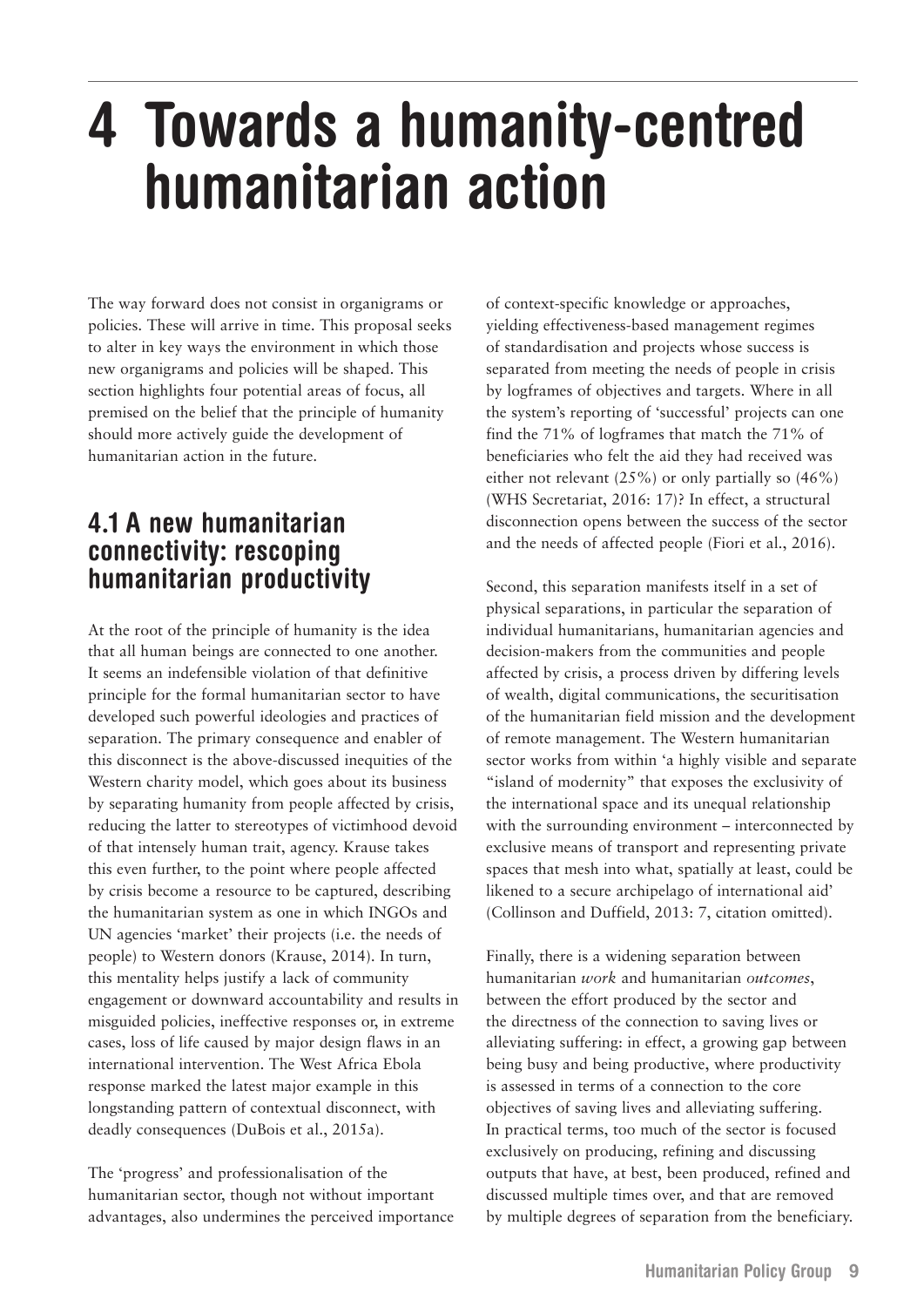# 4 Towards a humanity-centred humanitarian action

The way forward does not consist in organigrams or policies. These will arrive in time. This proposal seeks to alter in key ways the environment in which those new organigrams and policies will be shaped. This section highlights four potential areas of focus, all premised on the belief that the principle of humanity should more actively guide the development of humanitarian action in the future.

## 4.1 A new humanitarian connectivity: rescoping humanitarian productivity

At the root of the principle of humanity is the idea that all human beings are connected to one another. It seems an indefensible violation of that definitive principle for the formal humanitarian sector to have developed such powerful ideologies and practices of separation. The primary consequence and enabler of this disconnect is the above-discussed inequities of the Western charity model, which goes about its business by separating humanity from people affected by crisis, reducing the latter to stereotypes of victimhood devoid of that intensely human trait, agency. Krause takes this even further, to the point where people affected by crisis become a resource to be captured, describing the humanitarian system as one in which INGOs and UN agencies 'market' their projects (i.e. the needs of people) to Western donors (Krause, 2014). In turn, this mentality helps justify a lack of community engagement or downward accountability and results in misguided policies, ineffective responses or, in extreme cases, loss of life caused by major design flaws in an international intervention. The West Africa Ebola response marked the latest major example in this longstanding pattern of contextual disconnect, with deadly consequences (DuBois et al., 2015a).

The 'progress' and professionalisation of the humanitarian sector, though not without important advantages, also undermines the perceived importance of context-specific knowledge or approaches, yielding effectiveness-based management regimes of standardisation and projects whose success is separated from meeting the needs of people in crisis by logframes of objectives and targets. Where in all the system's reporting of 'successful' projects can one find the 71% of logframes that match the 71% of beneficiaries who felt the aid they had received was either not relevant (25%) or only partially so (46%) (WHS Secretariat, 2016: 17)? In effect, a structural disconnection opens between the success of the sector and the needs of affected people (Fiori et al., 2016).

Second, this separation manifests itself in a set of physical separations, in particular the separation of individual humanitarians, humanitarian agencies and decision-makers from the communities and people affected by crisis, a process driven by differing levels of wealth, digital communications, the securitisation of the humanitarian field mission and the development of remote management. The Western humanitarian sector works from within 'a highly visible and separate "island of modernity" that exposes the exclusivity of the international space and its unequal relationship with the surrounding environment – interconnected by exclusive means of transport and representing private spaces that mesh into what, spatially at least, could be likened to a secure archipelago of international aid' (Collinson and Duffield, 2013: 7, citation omitted).

Finally, there is a widening separation between humanitarian *work* and humanitarian *outcomes*, between the effort produced by the sector and the directness of the connection to saving lives or alleviating suffering: in effect, a growing gap between being busy and being productive, where productivity is assessed in terms of a connection to the core objectives of saving lives and alleviating suffering. In practical terms, too much of the sector is focused exclusively on producing, refining and discussing outputs that have, at best, been produced, refined and discussed multiple times over, and that are removed by multiple degrees of separation from the beneficiary.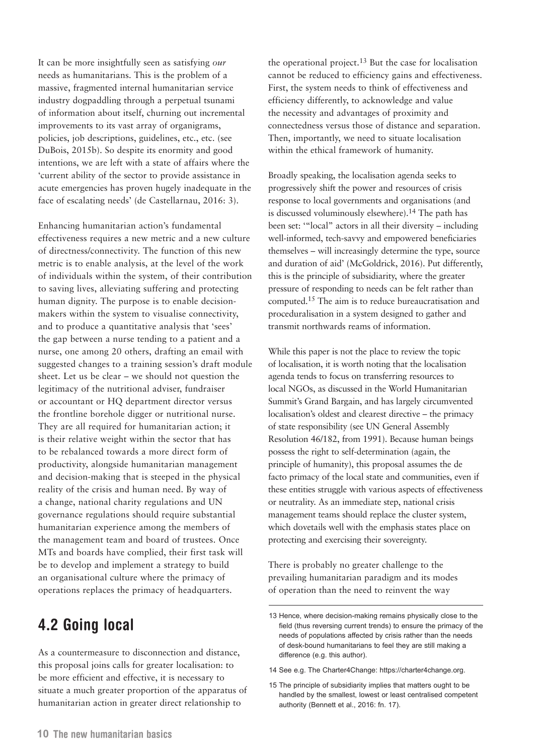It can be more insightfully seen as satisfying *our* needs as humanitarians. This is the problem of a massive, fragmented internal humanitarian service industry dogpaddling through a perpetual tsunami of information about itself, churning out incremental improvements to its vast array of organigrams, policies, job descriptions, guidelines, etc., etc. (see DuBois, 2015b). So despite its enormity and good intentions, we are left with a state of affairs where the 'current ability of the sector to provide assistance in acute emergencies has proven hugely inadequate in the face of escalating needs' (de Castellarnau, 2016: 3).

Enhancing humanitarian action's fundamental effectiveness requires a new metric and a new culture of directness/connectivity. The function of this new metric is to enable analysis, at the level of the work of individuals within the system, of their contribution to saving lives, alleviating suffering and protecting human dignity. The purpose is to enable decision-makers within the system to visualise connectivity, and to produce a quantitative analysis that 'sees' the gap between a nurse tending to a patient and a nurse, one among 20 others, drafting an email with suggested changes to a training session's draft module sheet. Let us be clear – we should not question the legitimacy of the nutritional adviser, fundraiser or accountant or HQ department director versus the frontline borehole digger or nutritional nurse. They are all required for humanitarian action; it is their relative weight within the sector that has to be rebalanced towards a more direct form of productivity, alongside humanitarian management and decision-making that is steeped in the physical reality of the crisis and human need. By way of a change, national charity regulations and UN governance regulations should require substantial humanitarian experience among the members of the management team and board of trustees. Once MTs and boards have complied, their first task will be to develop and implement a strategy to build an organisational culture where the primacy of operations replaces the primacy of headquarters.

## 4.2 Going local

As a countermeasure to disconnection and distance, this proposal joins calls for greater localisation: to be more efficient and effective, it is necessary to situate a much greater proportion of the apparatus of humanitarian action in greater direct relationship to the operational project.[13] But the case for localisation cannot be reduced to efficiency gains and effectiveness. First, the system needs to think of effectiveness and efficiency differently, to acknowledge and value the necessity and advantages of proximity and connectedness versus those of distance and separation. Then, importantly, we need to situate localisation within the ethical framework of humanity.

Broadly speaking, the localisation agenda seeks to progressively shift the power and resources of crisis response to local governments and organisations (and is discussed voluminously elsewhere).[14] The path has been set: '"local" actors in all their diversity – including well-informed, tech-savvy and empowered beneficiaries themselves – will increasingly determine the type, source and duration of aid' (McGoldrick, 2016). Put differently, this is the principle of subsidiarity, where the greater pressure of responding to needs can be felt rather than computed.[15] The aim is to reduce bureaucratisation and proceduralisation in a system designed to gather and transmit northwards reams of information.

While this paper is not the place to review the topic of localisation, it is worth noting that the localisation agenda tends to focus on transferring resources to local NGOs, as discussed in the World Humanitarian Summit's Grand Bargain, and has largely circumvented localisation's oldest and clearest directive – the primacy of state responsibility (see UN General Assembly Resolution 46/182, from 1991). Because human beings possess the right to self-determination (again, the principle of humanity), this proposal assumes the de facto primacy of the local state and communities, even if these entities struggle with various aspects of effectiveness or neutrality. As an immediate step, national crisis management teams should replace the cluster system, which dovetails well with the emphasis states place on protecting and exercising their sovereignty.

There is probably no greater challenge to the prevailing humanitarian paradigm and its modes of operation than the need to reinvent the way

---

13 Hence, where decision-making remains physically close to the field (thus reversing current trends) to ensure the primacy of the needs of populations affected by crisis rather than the needs of desk-bound humanitarians to feel they are still making a difference (e.g. this author).

14 See e.g. The Charter4Change: https://charter4change.org.

15 The principle of subsidiarity implies that matters ought to be handled by the smallest, lowest or least centralised competent authority (Bennett et al., 2016: fn. 17).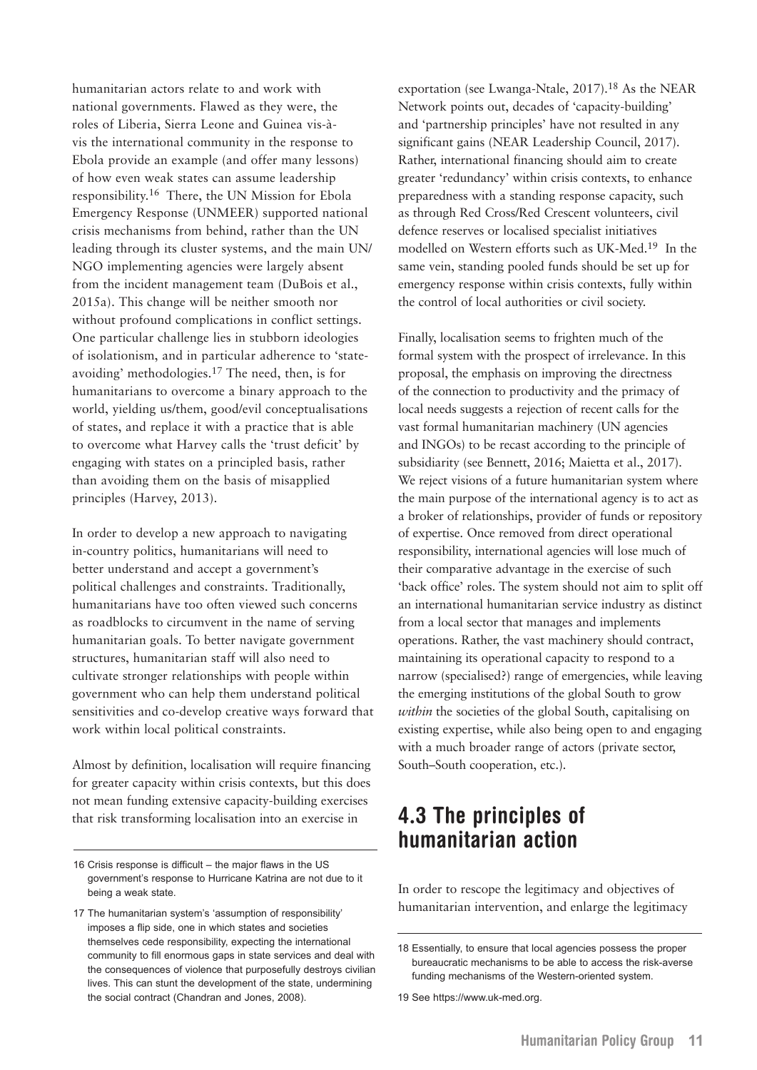humanitarian actors relate to and work with national governments. Flawed as they were, the roles of Liberia, Sierra Leone and Guinea vis-à-vis the international community in the response to Ebola provide an example (and offer many lessons) of how even weak states can assume leadership responsibility.[16] There, the UN Mission for Ebola Emergency Response (UNMEER) supported national crisis mechanisms from behind, rather than the UN leading through its cluster systems, and the main UN/NGO implementing agencies were largely absent from the incident management team (DuBois et al., 2015a). This change will be neither smooth nor without profound complications in conflict settings. One particular challenge lies in stubborn ideologies of isolationism, and in particular adherence to 'state-avoiding' methodologies.[17] The need, then, is for humanitarians to overcome a binary approach to the world, yielding us/them, good/evil conceptualisations of states, and replace it with a practice that is able to overcome what Harvey calls the 'trust deficit' by engaging with states on a principled basis, rather than avoiding them on the basis of misapplied principles (Harvey, 2013).

In order to develop a new approach to navigating in-country politics, humanitarians will need to better understand and accept a government's political challenges and constraints. Traditionally, humanitarians have too often viewed such concerns as roadblocks to circumvent in the name of serving humanitarian goals. To better navigate government structures, humanitarian staff will also need to cultivate stronger relationships with people within government who can help them understand political sensitivities and co-develop creative ways forward that work within local political constraints.

Almost by definition, localisation will require financing for greater capacity within crisis contexts, but this does not mean funding extensive capacity-building exercises that risk transforming localisation into an exercise in exportation (see Lwanga-Ntale, 2017).[18] As the NEAR Network points out, decades of 'capacity-building' and 'partnership principles' have not resulted in any significant gains (NEAR Leadership Council, 2017). Rather, international financing should aim to create greater 'redundancy' within crisis contexts, to enhance preparedness with a standing response capacity, such as through Red Cross/Red Crescent volunteers, civil defence reserves or localised specialist initiatives modelled on Western efforts such as UK-Med.[19] In the same vein, standing pooled funds should be set up for emergency response within crisis contexts, fully within the control of local authorities or civil society.

Finally, localisation seems to frighten much of the formal system with the prospect of irrelevance. In this proposal, the emphasis on improving the directness of the connection to productivity and the primacy of local needs suggests a rejection of recent calls for the vast formal humanitarian machinery (UN agencies and INGOs) to be recast according to the principle of subsidiarity (see Bennett, 2016; Maietta et al., 2017). We reject visions of a future humanitarian system where the main purpose of the international agency is to act as a broker of relationships, provider of funds or repository of expertise. Once removed from direct operational responsibility, international agencies will lose much of their comparative advantage in the exercise of such 'back office' roles. The system should not aim to split off an international humanitarian service industry as distinct from a local sector that manages and implements operations. Rather, the vast machinery should contract, maintaining its operational capacity to respond to a narrow (specialised?) range of emergencies, while leaving the emerging institutions of the global South to grow *within* the societies of the global South, capitalising on existing expertise, while also being open to and engaging with a much broader range of actors (private sector, South–South cooperation, etc.).

## 4.3 The principles of humanitarian action

In order to rescope the legitimacy and objectives of humanitarian intervention, and enlarge the legitimacy

---

16 Crisis response is difficult – the major flaws in the US government's response to Hurricane Katrina are not due to it being a weak state.

17 The humanitarian system's 'assumption of responsibility' imposes a flip side, one in which states and societies themselves cede responsibility, expecting the international community to fill enormous gaps in state services and deal with the consequences of violence that purposefully destroys civilian lives. This can stunt the development of the state, undermining the social contract (Chandran and Jones, 2008).

18 Essentially, to ensure that local agencies possess the proper bureaucratic mechanisms to be able to access the risk-averse funding mechanisms of the Western-oriented system.

19 See https://www.uk-med.org.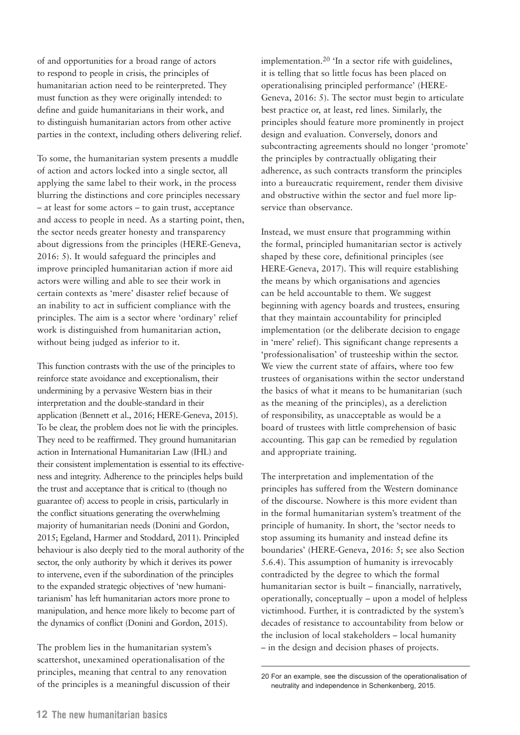of and opportunities for a broad range of actors to respond to people in crisis, the principles of humanitarian action need to be reinterpreted. They must function as they were originally intended: to define and guide humanitarians in their work, and to distinguish humanitarian actors from other active parties in the context, including others delivering relief.

To some, the humanitarian system presents a muddle of action and actors locked into a single sector, all applying the same label to their work, in the process blurring the distinctions and core principles necessary – at least for some actors – to gain trust, acceptance and access to people in need. As a starting point, then, the sector needs greater honesty and transparency about digressions from the principles (HERE-Geneva, 2016: 5). It would safeguard the principles and improve principled humanitarian action if more aid actors were willing and able to see their work in certain contexts as 'mere' disaster relief because of an inability to act in sufficient compliance with the principles. The aim is a sector where 'ordinary' relief work is distinguished from humanitarian action, without being judged as inferior to it.

This function contrasts with the use of the principles to reinforce state avoidance and exceptionalism, their undermining by a pervasive Western bias in their interpretation and the double-standard in their application (Bennett et al., 2016; HERE-Geneva, 2015). To be clear, the problem does not lie with the principles. They need to be reaffirmed. They ground humanitarian action in International Humanitarian Law (IHL) and their consistent implementation is essential to its effectiveness and integrity. Adherence to the principles helps build the trust and acceptance that is critical to (though no guarantee of) access to people in crisis, particularly in the conflict situations generating the overwhelming majority of humanitarian needs (Donini and Gordon, 2015; Egeland, Harmer and Stoddard, 2011). Principled behaviour is also deeply tied to the moral authority of the sector, the only authority by which it derives its power to intervene, even if the subordination of the principles to the expanded strategic objectives of 'new humanitarianism' has left humanitarian actors more prone to manipulation, and hence more likely to become part of the dynamics of conflict (Donini and Gordon, 2015).

The problem lies in the humanitarian system's scattershot, unexamined operationalisation of the principles, meaning that central to any renovation of the principles is a meaningful discussion of their implementation.[20] 'In a sector rife with guidelines, it is telling that so little focus has been placed on operationalising principled performance' (HERE-Geneva, 2016: 5). The sector must begin to articulate best practice or, at least, red lines. Similarly, the principles should feature more prominently in project design and evaluation. Conversely, donors and subcontracting agreements should no longer 'promote' the principles by contractually obligating their adherence, as such contracts transform the principles into a bureaucratic requirement, render them divisive and obstructive within the sector and fuel more lip-service than observance.

Instead, we must ensure that programming within the formal, principled humanitarian sector is actively shaped by these core, definitional principles (see HERE-Geneva, 2017). This will require establishing the means by which organisations and agencies can be held accountable to them. We suggest beginning with agency boards and trustees, ensuring that they maintain accountability for principled implementation (or the deliberate decision to engage in 'mere' relief). This significant change represents a 'professionalisation' of trusteeship within the sector. We view the current state of affairs, where too few trustees of organisations within the sector understand the basics of what it means to be humanitarian (such as the meaning of the principles), as a dereliction of responsibility, as unacceptable as would be a board of trustees with little comprehension of basic accounting. This gap can be remedied by regulation and appropriate training.

The interpretation and implementation of the principles has suffered from the Western dominance of the discourse. Nowhere is this more evident than in the formal humanitarian system's treatment of the principle of humanity. In short, the 'sector needs to stop assuming its humanity and instead define its boundaries' (HERE-Geneva, 2016: 5; see also Section 5.6.4). This assumption of humanity is irrevocably contradicted by the degree to which the formal humanitarian sector is built – financially, narratively, operationally, conceptually – upon a model of helpless victimhood. Further, it is contradicted by the system's decades of resistance to accountability from below or the inclusion of local stakeholders – local humanity – in the design and decision phases of projects.

---

20 For an example, see the discussion of the operationalisation of neutrality and independence in Schenkenberg, 2015.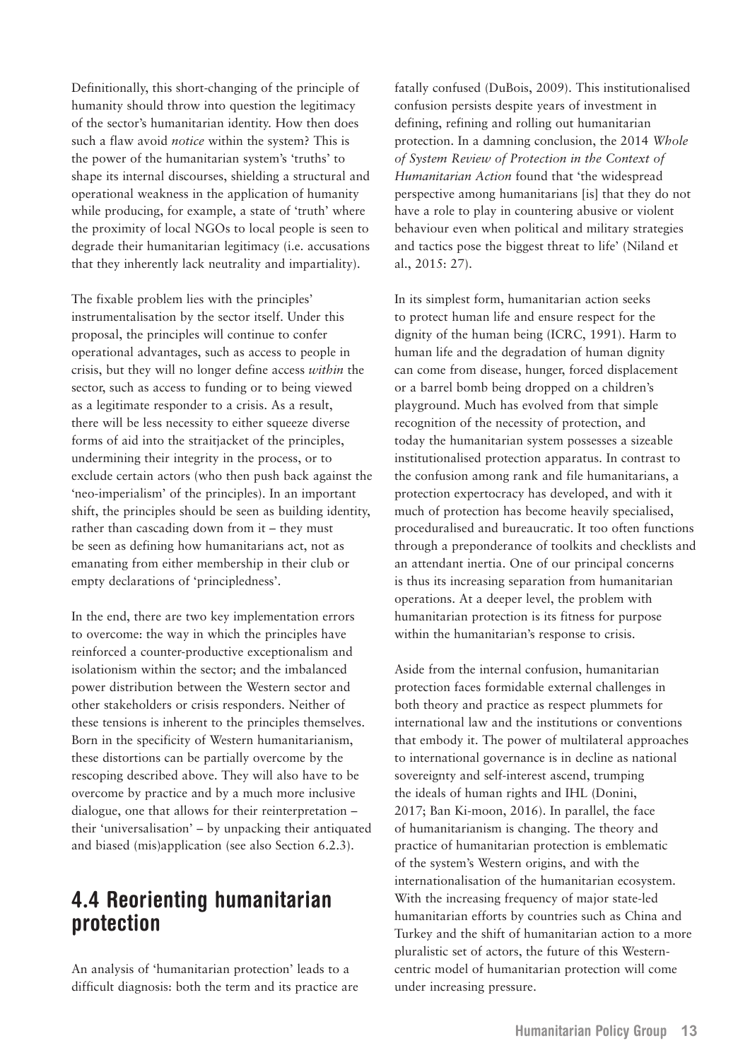Definitionally, this short-changing of the principle of humanity should throw into question the legitimacy of the sector's humanitarian identity. How then does such a flaw avoid *notice* within the system? This is the power of the humanitarian system's 'truths' to shape its internal discourses, shielding a structural and operational weakness in the application of humanity while producing, for example, a state of 'truth' where the proximity of local NGOs to local people is seen to degrade their humanitarian legitimacy (i.e. accusations that they inherently lack neutrality and impartiality).

The fixable problem lies with the principles' instrumentalisation by the sector itself. Under this proposal, the principles will continue to confer operational advantages, such as access to people in crisis, but they will no longer define access *within* the sector, such as access to funding or to being viewed as a legitimate responder to a crisis. As a result, there will be less necessity to either squeeze diverse forms of aid into the straitjacket of the principles, undermining their integrity in the process, or to exclude certain actors (who then push back against the 'neo-imperialism' of the principles). In an important shift, the principles should be seen as building identity, rather than cascading down from it – they must be seen as defining how humanitarians act, not as emanating from either membership in their club or empty declarations of 'principledness'.

In the end, there are two key implementation errors to overcome: the way in which the principles have reinforced a counter-productive exceptionalism and isolationism within the sector; and the imbalanced power distribution between the Western sector and other stakeholders or crisis responders. Neither of these tensions is inherent to the principles themselves. Born in the specificity of Western humanitarianism, these distortions can be partially overcome by the rescoping described above. They will also have to be overcome by practice and by a much more inclusive dialogue, one that allows for their reinterpretation – their 'universalisation' – by unpacking their antiquated and biased (mis)application (see also Section 6.2.3).

## 4.4 Reorienting humanitarian protection

An analysis of 'humanitarian protection' leads to a difficult diagnosis: both the term and its practice are fatally confused (DuBois, 2009). This institutionalised confusion persists despite years of investment in defining, refining and rolling out humanitarian protection. In a damning conclusion, the 2014 *Whole of System Review of Protection in the Context of Humanitarian Action* found that 'the widespread perspective among humanitarians [is] that they do not have a role to play in countering abusive or violent behaviour even when political and military strategies and tactics pose the biggest threat to life' (Niland et al., 2015: 27).

In its simplest form, humanitarian action seeks to protect human life and ensure respect for the dignity of the human being (ICRC, 1991). Harm to human life and the degradation of human dignity can come from disease, hunger, forced displacement or a barrel bomb being dropped on a children's playground. Much has evolved from that simple recognition of the necessity of protection, and today the humanitarian system possesses a sizeable institutionalised protection apparatus. In contrast to the confusion among rank and file humanitarians, a protection expertocracy has developed, and with it much of protection has become heavily specialised, proceduralised and bureaucratic. It too often functions through a preponderance of toolkits and checklists and an attendant inertia. One of our principal concerns is thus its increasing separation from humanitarian operations. At a deeper level, the problem with humanitarian protection is its fitness for purpose within the humanitarian's response to crisis.

Aside from the internal confusion, humanitarian protection faces formidable external challenges in both theory and practice as respect plummets for international law and the institutions or conventions that embody it. The power of multilateral approaches to international governance is in decline as national sovereignty and self-interest ascend, trumping the ideals of human rights and IHL (Donini, 2017; Ban Ki-moon, 2016). In parallel, the face of humanitarianism is changing. The theory and practice of humanitarian protection is emblematic of the system's Western origins, and with the internationalisation of the humanitarian ecosystem. With the increasing frequency of major state-led humanitarian efforts by countries such as China and Turkey and the shift of humanitarian action to a more pluralistic set of actors, the future of this Western-centric model of humanitarian protection will come under increasing pressure.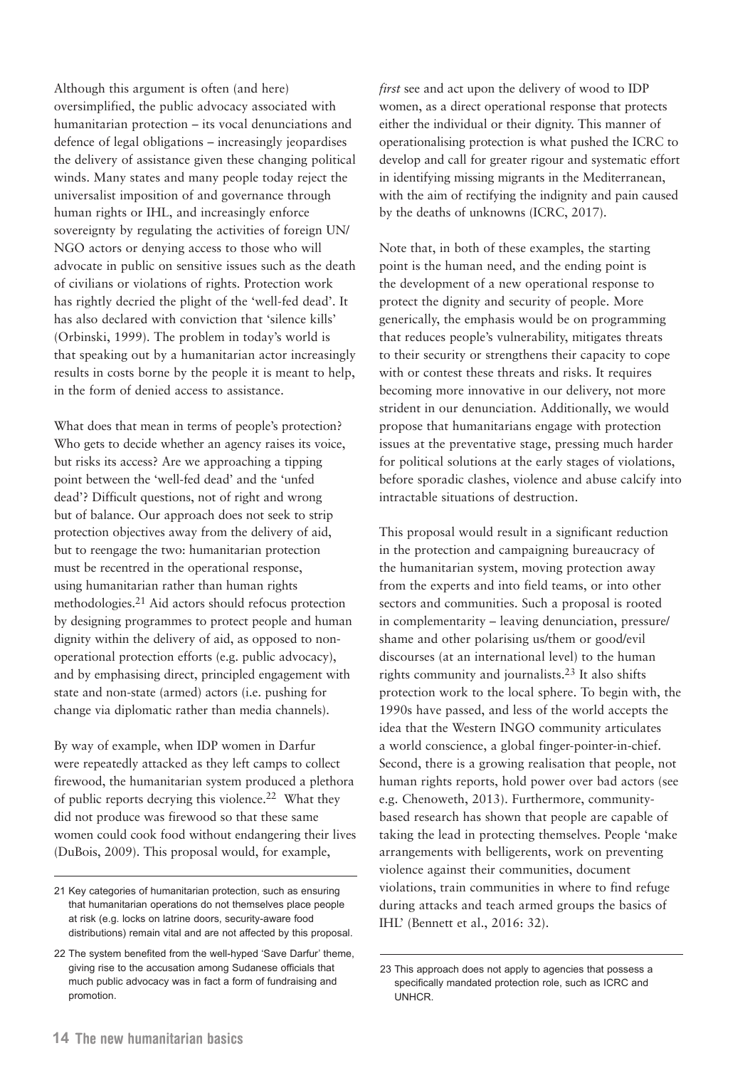Although this argument is often (and here) oversimplified, the public advocacy associated with humanitarian protection – its vocal denunciations and defence of legal obligations – increasingly jeopardises the delivery of assistance given these changing political winds. Many states and many people today reject the universalist imposition of and governance through human rights or IHL, and increasingly enforce sovereignty by regulating the activities of foreign UN/NGO actors or denying access to those who will advocate in public on sensitive issues such as the death of civilians or violations of rights. Protection work has rightly decried the plight of the 'well-fed dead'. It has also declared with conviction that 'silence kills' (Orbinski, 1999). The problem in today's world is that speaking out by a humanitarian actor increasingly results in costs borne by the people it is meant to help, in the form of denied access to assistance.

What does that mean in terms of people's protection? Who gets to decide whether an agency raises its voice, but risks its access? Are we approaching a tipping point between the 'well-fed dead' and the 'unfed dead'? Difficult questions, not of right and wrong but of balance. Our approach does not seek to strip protection objectives away from the delivery of aid, but to reengage the two: humanitarian protection must be recentred in the operational response, using humanitarian rather than human rights methodologies.[21] Aid actors should refocus protection by designing programmes to protect people and human dignity within the delivery of aid, as opposed to non-operational protection efforts (e.g. public advocacy), and by emphasising direct, principled engagement with state and non-state (armed) actors (i.e. pushing for change via diplomatic rather than media channels).

By way of example, when IDP women in Darfur were repeatedly attacked as they left camps to collect firewood, the humanitarian system produced a plethora of public reports decrying this violence.[22] What they did not produce was firewood so that these same women could cook food without endangering their lives (DuBois, 2009). This proposal would, for example, *first* see and act upon the delivery of wood to IDP women, as a direct operational response that protects either the individual or their dignity. This manner of operationalising protection is what pushed the ICRC to develop and call for greater rigour and systematic effort in identifying missing migrants in the Mediterranean, with the aim of rectifying the indignity and pain caused by the deaths of unknowns (ICRC, 2017).

Note that, in both of these examples, the starting point is the human need, and the ending point is the development of a new operational response to protect the dignity and security of people. More generically, the emphasis would be on programming that reduces people's vulnerability, mitigates threats to their security or strengthens their capacity to cope with or contest these threats and risks. It requires becoming more innovative in our delivery, not more strident in our denunciation. Additionally, we would propose that humanitarians engage with protection issues at the preventative stage, pressing much harder for political solutions at the early stages of violations, before sporadic clashes, violence and abuse calcify into intractable situations of destruction.

This proposal would result in a significant reduction in the protection and campaigning bureaucracy of the humanitarian system, moving protection away from the experts and into field teams, or into other sectors and communities. Such a proposal is rooted in complementarity – leaving denunciation, pressure/shame and other polarising us/them or good/evil discourses (at an international level) to the human rights community and journalists.[23] It also shifts protection work to the local sphere. To begin with, the 1990s have passed, and less of the world accepts the idea that the Western INGO community articulates a world conscience, a global finger-pointer-in-chief. Second, there is a growing realisation that people, not human rights reports, hold power over bad actors (see e.g. Chenoweth, 2013). Furthermore, community-based research has shown that people are capable of taking the lead in protecting themselves. People 'make arrangements with belligerents, work on preventing violence against their communities, document violations, train communities in where to find refuge during attacks and teach armed groups the basics of IHL' (Bennett et al., 2016: 32).

---

21 Key categories of humanitarian protection, such as ensuring that humanitarian operations do not themselves place people at risk (e.g. locks on latrine doors, security-aware food distributions) remain vital and are not affected by this proposal.

22 The system benefited from the well-hyped 'Save Darfur' theme, giving rise to the accusation among Sudanese officials that much public advocacy was in fact a form of fundraising and promotion.

23 This approach does not apply to agencies that possess a specifically mandated protection role, such as ICRC and UNHCR.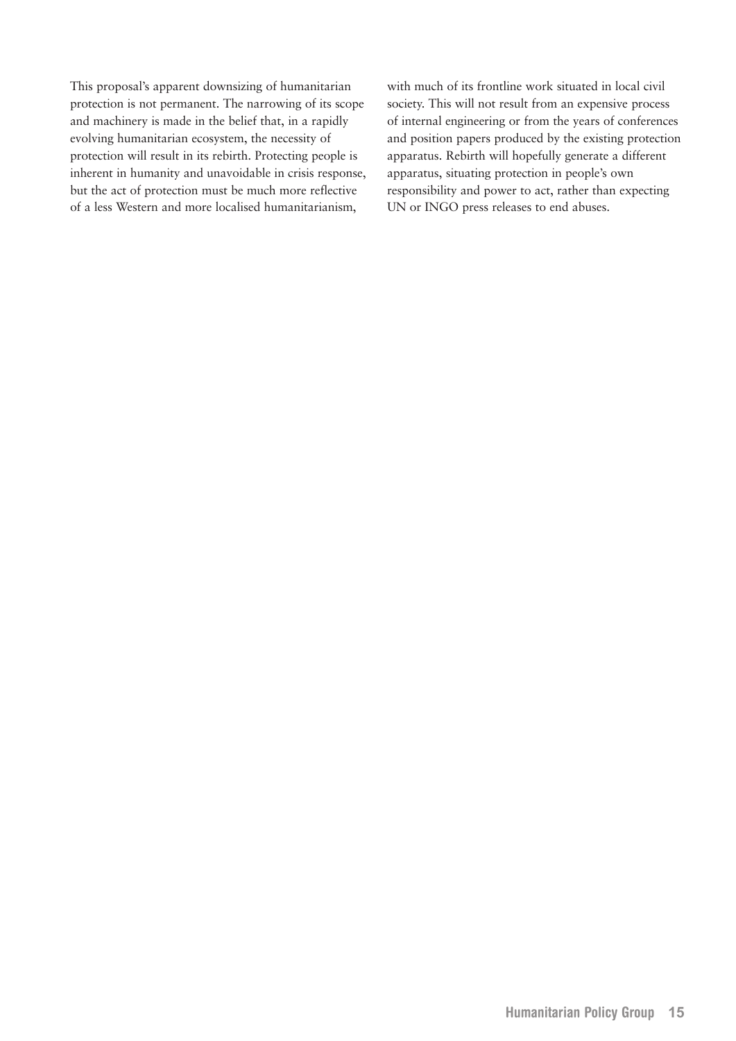This proposal's apparent downsizing of humanitarian protection is not permanent. The narrowing of its scope and machinery is made in the belief that, in a rapidly evolving humanitarian ecosystem, the necessity of protection will result in its rebirth. Protecting people is inherent in humanity and unavoidable in crisis response, but the act of protection must be much more reflective of a less Western and more localised humanitarianism, with much of its frontline work situated in local civil society. This will not result from an expensive process of internal engineering or from the years of conferences and position papers produced by the existing protection apparatus. Rebirth will hopefully generate a different apparatus, situating protection in people's own responsibility and power to act, rather than expecting UN or INGO press releases to end abuses.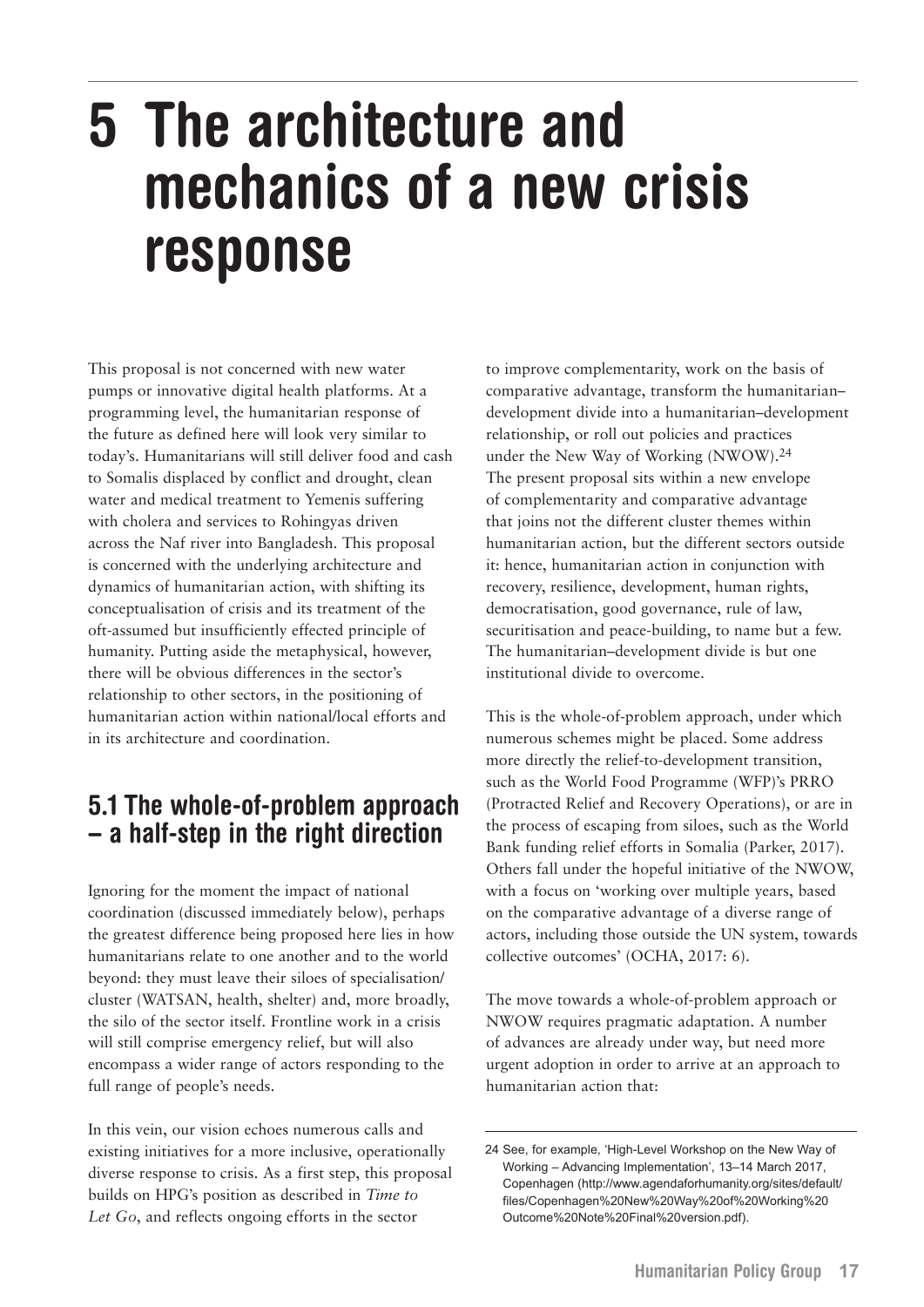# 5 The architecture and mechanics of a new crisis response

This proposal is not concerned with new water pumps or innovative digital health platforms. At a programming level, the humanitarian response of the future as defined here will look very similar to today's. Humanitarians will still deliver food and cash to Somalis displaced by conflict and drought, clean water and medical treatment to Yemenis suffering with cholera and services to Rohingyas driven across the Naf river into Bangladesh. This proposal is concerned with the underlying architecture and dynamics of humanitarian action, with shifting its conceptualisation of crisis and its treatment of the oft-assumed but insufficiently effected principle of humanity. Putting aside the metaphysical, however, there will be obvious differences in the sector's relationship to other sectors, in the positioning of humanitarian action within national/local efforts and in its architecture and coordination.

## 5.1 The whole-of-problem approach – a half-step in the right direction

Ignoring for the moment the impact of national coordination (discussed immediately below), perhaps the greatest difference being proposed here lies in how humanitarians relate to one another and to the world beyond: they must leave their siloes of specialisation/cluster (WATSAN, health, shelter) and, more broadly, the silo of the sector itself. Frontline work in a crisis will still comprise emergency relief, but will also encompass a wider range of actors responding to the full range of people's needs.

In this vein, our vision echoes numerous calls and existing initiatives for a more inclusive, operationally diverse response to crisis. As a first step, this proposal builds on HPG's position as described in *Time to Let Go*, and reflects ongoing efforts in the sector to improve complementarity, work on the basis of comparative advantage, transform the humanitarian–development divide into a humanitarian–development relationship, or roll out policies and practices under the New Way of Working (NWOW).[24] The present proposal sits within a new envelope of complementarity and comparative advantage that joins not the different cluster themes within humanitarian action, but the different sectors outside it: hence, humanitarian action in conjunction with recovery, resilience, development, human rights, democratisation, good governance, rule of law, securitisation and peace-building, to name but a few. The humanitarian–development divide is but one institutional divide to overcome.

This is the whole-of-problem approach, under which numerous schemes might be placed. Some address more directly the relief-to-development transition, such as the World Food Programme (WFP)'s PRRO (Protracted Relief and Recovery Operations), or are in the process of escaping from siloes, such as the World Bank funding relief efforts in Somalia (Parker, 2017). Others fall under the hopeful initiative of the NWOW, with a focus on 'working over multiple years, based on the comparative advantage of a diverse range of actors, including those outside the UN system, towards collective outcomes' (OCHA, 2017: 6).

The move towards a whole-of-problem approach or NWOW requires pragmatic adaptation. A number of advances are already under way, but need more urgent adoption in order to arrive at an approach to humanitarian action that:

24 See, for example, 'High-Level Workshop on the New Way of Working – Advancing Implementation', 13–14 March 2017, Copenhagen (http://www.agendaforhumanity.org/sites/default/files/Copenhagen%20New%20Way%20of%20Working%20Outcome%20Note%20Final%20version.pdf).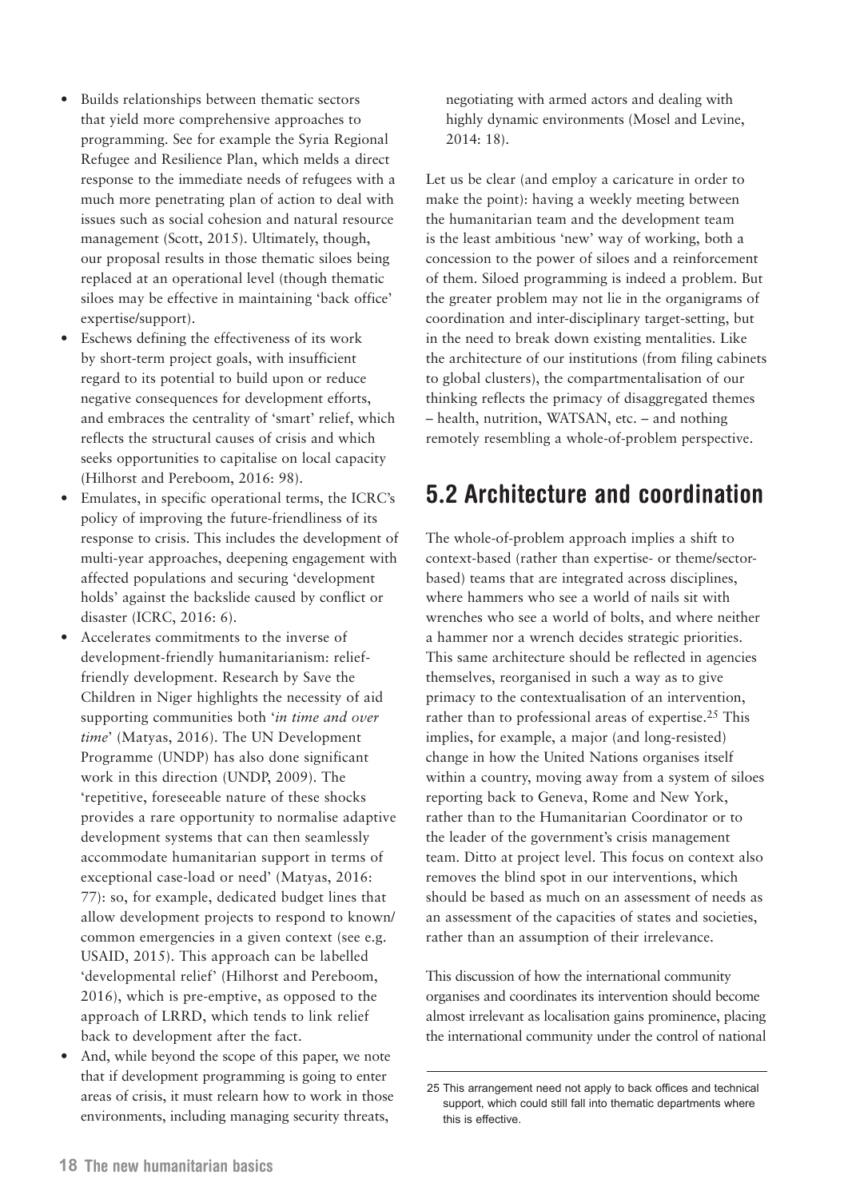- Builds relationships between thematic sectors that yield more comprehensive approaches to programming. See for example the Syria Regional Refugee and Resilience Plan, which melds a direct response to the immediate needs of refugees with a much more penetrating plan of action to deal with issues such as social cohesion and natural resource management (Scott, 2015). Ultimately, though, our proposal results in those thematic siloes being replaced at an operational level (though thematic siloes may be effective in maintaining 'back office' expertise/support).
- Eschews defining the effectiveness of its work by short-term project goals, with insufficient regard to its potential to build upon or reduce negative consequences for development efforts, and embraces the centrality of 'smart' relief, which reflects the structural causes of crisis and which seeks opportunities to capitalise on local capacity (Hilhorst and Pereboom, 2016: 98).
- Emulates, in specific operational terms, the ICRC's policy of improving the future-friendliness of its response to crisis. This includes the development of multi-year approaches, deepening engagement with affected populations and securing 'development holds' against the backslide caused by conflict or disaster (ICRC, 2016: 6).
- Accelerates commitments to the inverse of development-friendly humanitarianism: relief-friendly development. Research by Save the Children in Niger highlights the necessity of aid supporting communities both '*in time and over time*' (Matyas, 2016). The UN Development Programme (UNDP) has also done significant work in this direction (UNDP, 2009). The 'repetitive, foreseeable nature of these shocks provides a rare opportunity to normalise adaptive development systems that can then seamlessly accommodate humanitarian support in terms of exceptional case-load or need' (Matyas, 2016: 77): so, for example, dedicated budget lines that allow development projects to respond to known/common emergencies in a given context (see e.g. USAID, 2015). This approach can be labelled 'developmental relief' (Hilhorst and Pereboom, 2016), which is pre-emptive, as opposed to the approach of LRRD, which tends to link relief back to development after the fact.
- And, while beyond the scope of this paper, we note that if development programming is going to enter areas of crisis, it must relearn how to work in those environments, including managing security threats, negotiating with armed actors and dealing with highly dynamic environments (Mosel and Levine, 2014: 18).

Let us be clear (and employ a caricature in order to make the point): having a weekly meeting between the humanitarian team and the development team is the least ambitious 'new' way of working, both a concession to the power of siloes and a reinforcement of them. Siloed programming is indeed a problem. But the greater problem may not lie in the organigrams of coordination and inter-disciplinary target-setting, but in the need to break down existing mentalities. Like the architecture of our institutions (from filing cabinets to global clusters), the compartmentalisation of our thinking reflects the primacy of disaggregated themes – health, nutrition, WATSAN, etc. – and nothing remotely resembling a whole-of-problem perspective.

## 5.2 Architecture and coordination

The whole-of-problem approach implies a shift to context-based (rather than expertise- or theme/sector-based) teams that are integrated across disciplines, where hammers who see a world of nails sit with wrenches who see a world of bolts, and where neither a hammer nor a wrench decides strategic priorities. This same architecture should be reflected in agencies themselves, reorganised in such a way as to give primacy to the contextualisation of an intervention, rather than to professional areas of expertise.[25] This implies, for example, a major (and long-resisted) change in how the United Nations organises itself within a country, moving away from a system of siloes reporting back to Geneva, Rome and New York, rather than to the Humanitarian Coordinator or to the leader of the government's crisis management team. Ditto at project level. This focus on context also removes the blind spot in our interventions, which should be based as much on an assessment of needs as an assessment of the capacities of states and societies, rather than an assumption of their irrelevance.

This discussion of how the international community organises and coordinates its intervention should become almost irrelevant as localisation gains prominence, placing the international community under the control of national

25 This arrangement need not apply to back offices and technical support, which could still fall into thematic departments where this is effective.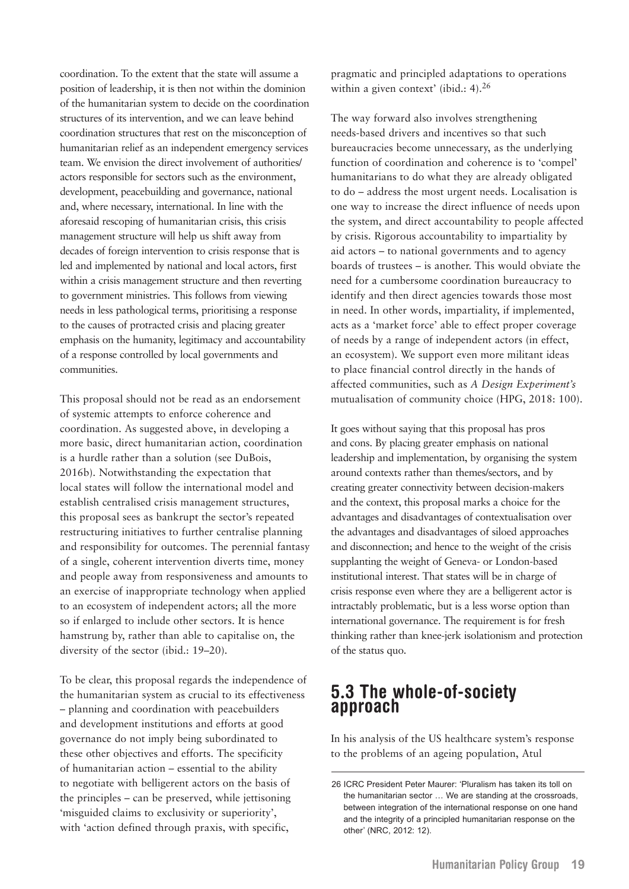coordination. To the extent that the state will assume a position of leadership, it is then not within the dominion of the humanitarian system to decide on the coordination structures of its intervention, and we can leave behind coordination structures that rest on the misconception of humanitarian relief as an independent emergency services team. We envision the direct involvement of authorities/ actors responsible for sectors such as the environment, development, peacebuilding and governance, national and, where necessary, international. In line with the aforesaid rescoping of humanitarian crisis, this crisis management structure will help us shift away from decades of foreign intervention to crisis response that is led and implemented by national and local actors, first within a crisis management structure and then reverting to government ministries. This follows from viewing needs in less pathological terms, prioritising a response to the causes of protracted crisis and placing greater emphasis on the humanity, legitimacy and accountability of a response controlled by local governments and communities.

This proposal should not be read as an endorsement of systemic attempts to enforce coherence and coordination. As suggested above, in developing a more basic, direct humanitarian action, coordination is a hurdle rather than a solution (see DuBois, 2016b). Notwithstanding the expectation that local states will follow the international model and establish centralised crisis management structures, this proposal sees as bankrupt the sector's repeated restructuring initiatives to further centralise planning and responsibility for outcomes. The perennial fantasy of a single, coherent intervention diverts time, money and people away from responsiveness and amounts to an exercise of inappropriate technology when applied to an ecosystem of independent actors; all the more so if enlarged to include other sectors. It is hence hamstrung by, rather than able to capitalise on, the diversity of the sector (ibid.: 19–20).

To be clear, this proposal regards the independence of the humanitarian system as crucial to its effectiveness – planning and coordination with peacebuilders and development institutions and efforts at good governance do not imply being subordinated to these other objectives and efforts. The specificity of humanitarian action – essential to the ability to negotiate with belligerent actors on the basis of the principles – can be preserved, while jettisoning 'misguided claims to exclusivity or superiority', with 'action defined through praxis, with specific, pragmatic and principled adaptations to operations within a given context' (ibid.: 4).[26]

The way forward also involves strengthening needs-based drivers and incentives so that such bureaucracies become unnecessary, as the underlying function of coordination and coherence is to 'compel' humanitarians to do what they are already obligated to do – address the most urgent needs. Localisation is one way to increase the direct influence of needs upon the system, and direct accountability to people affected by crisis. Rigorous accountability to impartiality by aid actors – to national governments and to agency boards of trustees – is another. This would obviate the need for a cumbersome coordination bureaucracy to identify and then direct agencies towards those most in need. In other words, impartiality, if implemented, acts as a 'market force' able to effect proper coverage of needs by a range of independent actors (in effect, an ecosystem). We support even more militant ideas to place financial control directly in the hands of affected communities, such as *A Design Experiment's* mutualisation of community choice (HPG, 2018: 100).

It goes without saying that this proposal has pros and cons. By placing greater emphasis on national leadership and implementation, by organising the system around contexts rather than themes/sectors, and by creating greater connectivity between decision-makers and the context, this proposal marks a choice for the advantages and disadvantages of contextualisation over the advantages and disadvantages of siloed approaches and disconnection; and hence to the weight of the crisis supplanting the weight of Geneva- or London-based institutional interest. That states will be in charge of crisis response even where they are a belligerent actor is intractably problematic, but is a less worse option than international governance. The requirement is for fresh thinking rather than knee-jerk isolationism and protection of the status quo.

## 5.3 The whole-of-society approach

In his analysis of the US healthcare system's response to the problems of an ageing population, Atul

26 ICRC President Peter Maurer: 'Pluralism has taken its toll on the humanitarian sector … We are standing at the crossroads, between integration of the international response on one hand and the integrity of a principled humanitarian response on the other' (NRC, 2012: 12).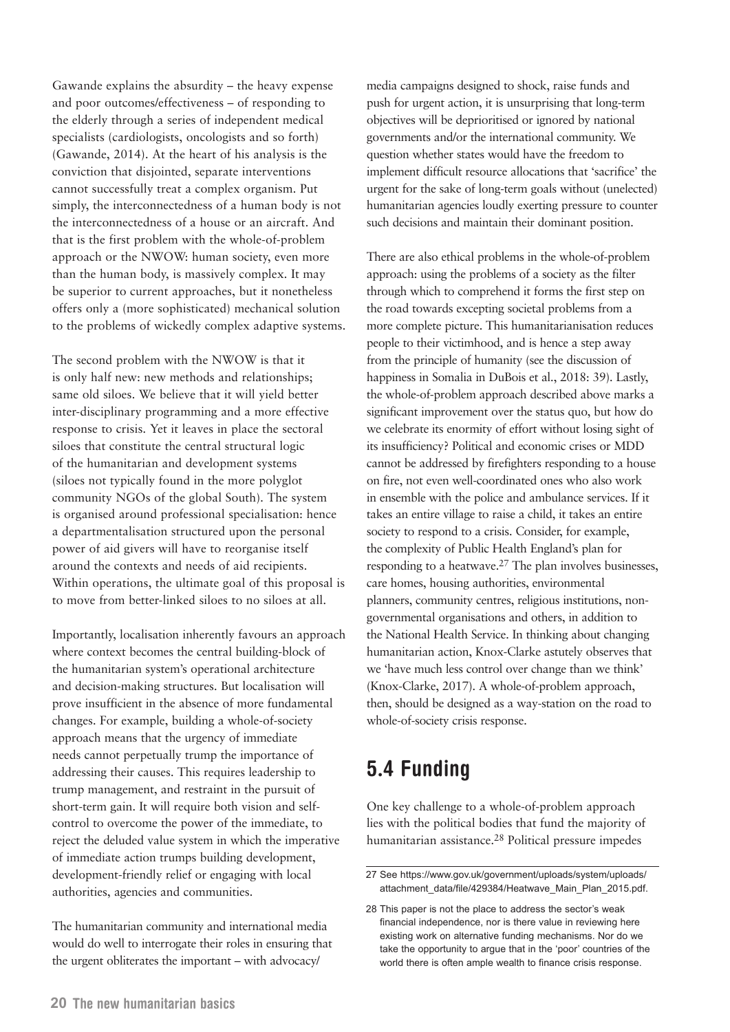Gawande explains the absurdity – the heavy expense and poor outcomes/effectiveness – of responding to the elderly through a series of independent medical specialists (cardiologists, oncologists and so forth) (Gawande, 2014). At the heart of his analysis is the conviction that disjointed, separate interventions cannot successfully treat a complex organism. Put simply, the interconnectedness of a human body is not the interconnectedness of a house or an aircraft. And that is the first problem with the whole-of-problem approach or the NWOW: human society, even more than the human body, is massively complex. It may be superior to current approaches, but it nonetheless offers only a (more sophisticated) mechanical solution to the problems of wickedly complex adaptive systems.

The second problem with the NWOW is that it is only half new: new methods and relationships; same old siloes. We believe that it will yield better inter-disciplinary programming and a more effective response to crisis. Yet it leaves in place the sectoral siloes that constitute the central structural logic of the humanitarian and development systems (siloes not typically found in the more polyglot community NGOs of the global South). The system is organised around professional specialisation: hence a departmentalisation structured upon the personal power of aid givers will have to reorganise itself around the contexts and needs of aid recipients. Within operations, the ultimate goal of this proposal is to move from better-linked siloes to no siloes at all.

Importantly, localisation inherently favours an approach where context becomes the central building-block of the humanitarian system's operational architecture and decision-making structures. But localisation will prove insufficient in the absence of more fundamental changes. For example, building a whole-of-society approach means that the urgency of immediate needs cannot perpetually trump the importance of addressing their causes. This requires leadership to trump management, and restraint in the pursuit of short-term gain. It will require both vision and self-control to overcome the power of the immediate, to reject the deluded value system in which the imperative of immediate action trumps building development, development-friendly relief or engaging with local authorities, agencies and communities.

The humanitarian community and international media would do well to interrogate their roles in ensuring that the urgent obliterates the important – with advocacy/media campaigns designed to shock, raise funds and push for urgent action, it is unsurprising that long-term objectives will be deprioritised or ignored by national governments and/or the international community. We question whether states would have the freedom to implement difficult resource allocations that 'sacrifice' the urgent for the sake of long-term goals without (unelected) humanitarian agencies loudly exerting pressure to counter such decisions and maintain their dominant position.

There are also ethical problems in the whole-of-problem approach: using the problems of a society as the filter through which to comprehend it forms the first step on the road towards excepting societal problems from a more complete picture. This humanitarianisation reduces people to their victimhood, and is hence a step away from the principle of humanity (see the discussion of happiness in Somalia in DuBois et al., 2018: 39). Lastly, the whole-of-problem approach described above marks a significant improvement over the status quo, but how do we celebrate its enormity of effort without losing sight of its insufficiency? Political and economic crises or MDD cannot be addressed by firefighters responding to a house on fire, not even well-coordinated ones who also work in ensemble with the police and ambulance services. If it takes an entire village to raise a child, it takes an entire society to respond to a crisis. Consider, for example, the complexity of Public Health England's plan for responding to a heatwave.[27] The plan involves businesses, care homes, housing authorities, environmental planners, community centres, religious institutions, non-governmental organisations and others, in addition to the National Health Service. In thinking about changing humanitarian action, Knox-Clarke astutely observes that we 'have much less control over change than we think' (Knox-Clarke, 2017). A whole-of-problem approach, then, should be designed as a way-station on the road to whole-of-society crisis response.

## 5.4 Funding

One key challenge to a whole-of-problem approach lies with the political bodies that fund the majority of humanitarian assistance.[28] Political pressure impedes

---

27 See https://www.gov.uk/government/uploads/system/uploads/attachment_data/file/429384/Heatwave_Main_Plan_2015.pdf.

28 This paper is not the place to address the sector's weak financial independence, nor is there value in reviewing here existing work on alternative funding mechanisms. Nor do we take the opportunity to argue that in the 'poor' countries of the world there is often ample wealth to finance crisis response.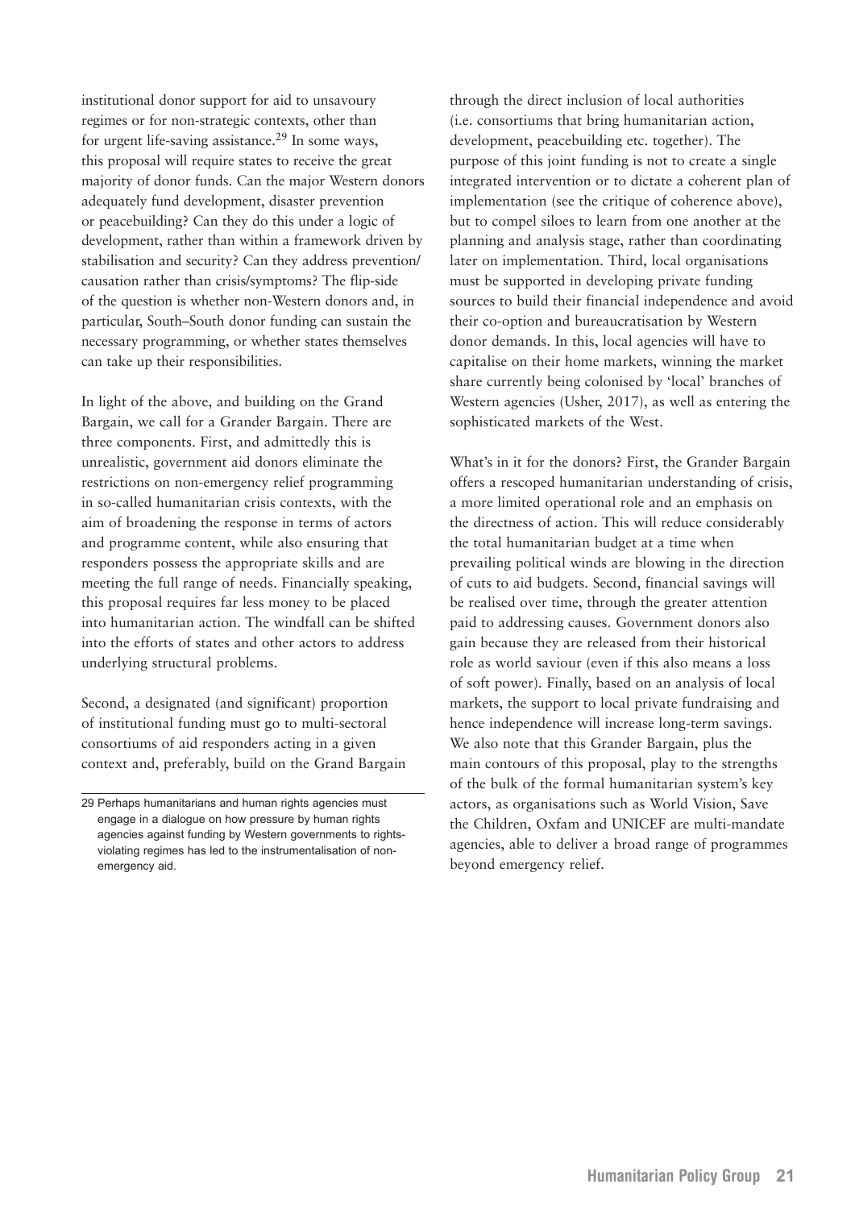institutional donor support for aid to unsavoury regimes or for non-strategic contexts, other than for urgent life-saving assistance.[29] In some ways, this proposal will require states to receive the great majority of donor funds. Can the major Western donors adequately fund development, disaster prevention or peacebuilding? Can they do this under a logic of development, rather than within a framework driven by stabilisation and security? Can they address prevention/causation rather than crisis/symptoms? The flip-side of the question is whether non-Western donors and, in particular, South–South donor funding can sustain the necessary programming, or whether states themselves can take up their responsibilities.

In light of the above, and building on the Grand Bargain, we call for a Grander Bargain. There are three components. First, and admittedly this is unrealistic, government aid donors eliminate the restrictions on non-emergency relief programming in so-called humanitarian crisis contexts, with the aim of broadening the response in terms of actors and programme content, while also ensuring that responders possess the appropriate skills and are meeting the full range of needs. Financially speaking, this proposal requires far less money to be placed into humanitarian action. The windfall can be shifted into the efforts of states and other actors to address underlying structural problems.

Second, a designated (and significant) proportion of institutional funding must go to multi-sectoral consortiums of aid responders acting in a given context and, preferably, build on the Grand Bargain through the direct inclusion of local authorities (i.e. consortiums that bring humanitarian action, development, peacebuilding etc. together). The purpose of this joint funding is not to create a single integrated intervention or to dictate a coherent plan of implementation (see the critique of coherence above), but to compel siloes to learn from one another at the planning and analysis stage, rather than coordinating later on implementation. Third, local organisations must be supported in developing private funding sources to build their financial independence and avoid their co-option and bureaucratisation by Western donor demands. In this, local agencies will have to capitalise on their home markets, winning the market share currently being colonised by 'local' branches of Western agencies (Usher, 2017), as well as entering the sophisticated markets of the West.

What's in it for the donors? First, the Grander Bargain offers a rescoped humanitarian understanding of crisis, a more limited operational role and an emphasis on the directness of action. This will reduce considerably the total humanitarian budget at a time when prevailing political winds are blowing in the direction of cuts to aid budgets. Second, financial savings will be realised over time, through the greater attention paid to addressing causes. Government donors also gain because they are released from their historical role as world saviour (even if this also means a loss of soft power). Finally, based on an analysis of local markets, the support to local private fundraising and hence independence will increase long-term savings. We also note that this Grander Bargain, plus the main contours of this proposal, play to the strengths of the bulk of the formal humanitarian system's key actors, as organisations such as World Vision, Save the Children, Oxfam and UNICEF are multi-mandate agencies, able to deliver a broad range of programmes beyond emergency relief.

---

29 Perhaps humanitarians and human rights agencies must engage in a dialogue on how pressure by human rights agencies against funding by Western governments to rights-violating regimes has led to the instrumentalisation of non-emergency aid.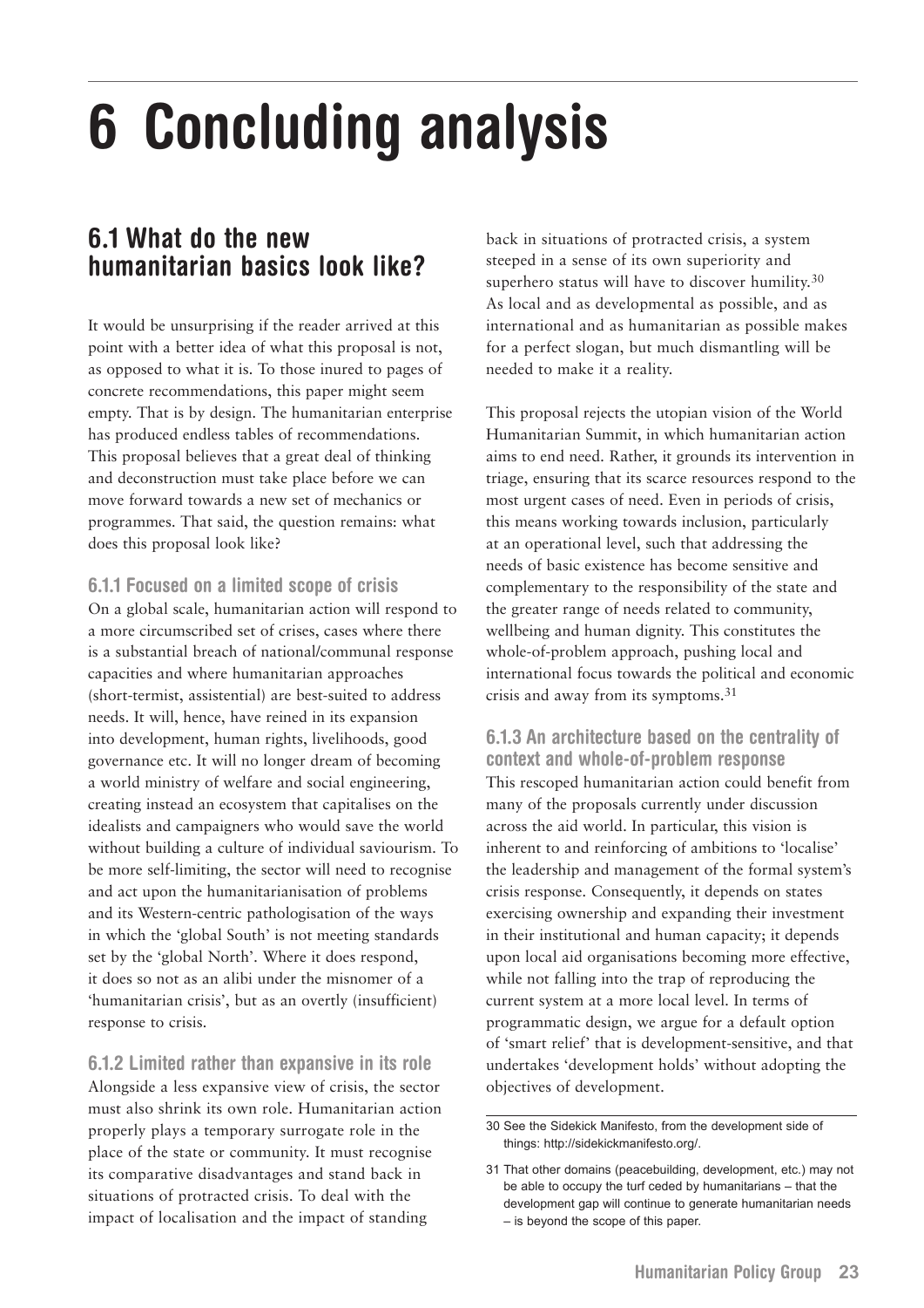# 6 Concluding analysis

## 6.1 What do the new humanitarian basics look like?

It would be unsurprising if the reader arrived at this point with a better idea of what this proposal is not, as opposed to what it is. To those inured to pages of concrete recommendations, this paper might seem empty. That is by design. The humanitarian enterprise has produced endless tables of recommendations. This proposal believes that a great deal of thinking and deconstruction must take place before we can move forward towards a new set of mechanics or programmes. That said, the question remains: what does this proposal look like?

### 6.1.1 Focused on a limited scope of crisis

On a global scale, humanitarian action will respond to a more circumscribed set of crises, cases where there is a substantial breach of national/communal response capacities and where humanitarian approaches (short-termist, assistential) are best-suited to address needs. It will, hence, have reined in its expansion into development, human rights, livelihoods, good governance etc. It will no longer dream of becoming a world ministry of welfare and social engineering, creating instead an ecosystem that capitalises on the idealists and campaigners who would save the world without building a culture of individual saviourism. To be more self-limiting, the sector will need to recognise and act upon the humanitarianisation of problems and its Western-centric pathologisation of the ways in which the 'global South' is not meeting standards set by the 'global North'. Where it does respond, it does so not as an alibi under the misnomer of a 'humanitarian crisis', but as an overtly (insufficient) response to crisis.

### 6.1.2 Limited rather than expansive in its role

Alongside a less expansive view of crisis, the sector must also shrink its own role. Humanitarian action properly plays a temporary surrogate role in the place of the state or community. It must recognise its comparative disadvantages and stand back in situations of protracted crisis. To deal with the impact of localisation and the impact of standing back in situations of protracted crisis, a system steeped in a sense of its own superiority and superhero status will have to discover humility.[30] As local and as developmental as possible, and as international and as humanitarian as possible makes for a perfect slogan, but much dismantling will be needed to make it a reality.

This proposal rejects the utopian vision of the World Humanitarian Summit, in which humanitarian action aims to end need. Rather, it grounds its intervention in triage, ensuring that its scarce resources respond to the most urgent cases of need. Even in periods of crisis, this means working towards inclusion, particularly at an operational level, such that addressing the needs of basic existence has become sensitive and complementary to the responsibility of the state and the greater range of needs related to community, wellbeing and human dignity. This constitutes the whole-of-problem approach, pushing local and international focus towards the political and economic crisis and away from its symptoms.[31]

### 6.1.3 An architecture based on the centrality of context and whole-of-problem response

This rescoped humanitarian action could benefit from many of the proposals currently under discussion across the aid world. In particular, this vision is inherent to and reinforcing of ambitions to 'localise' the leadership and management of the formal system's crisis response. Consequently, it depends on states exercising ownership and expanding their investment in their institutional and human capacity; it depends upon local aid organisations becoming more effective, while not falling into the trap of reproducing the current system at a more local level. In terms of programmatic design, we argue for a default option of 'smart relief' that is development-sensitive, and that undertakes 'development holds' without adopting the objectives of development.

---

30 See the Sidekick Manifesto, from the development side of things: http://sidekickmanifesto.org/.

31 That other domains (peacebuilding, development, etc.) may not be able to occupy the turf ceded by humanitarians – that the development gap will continue to generate humanitarian needs – is beyond the scope of this paper.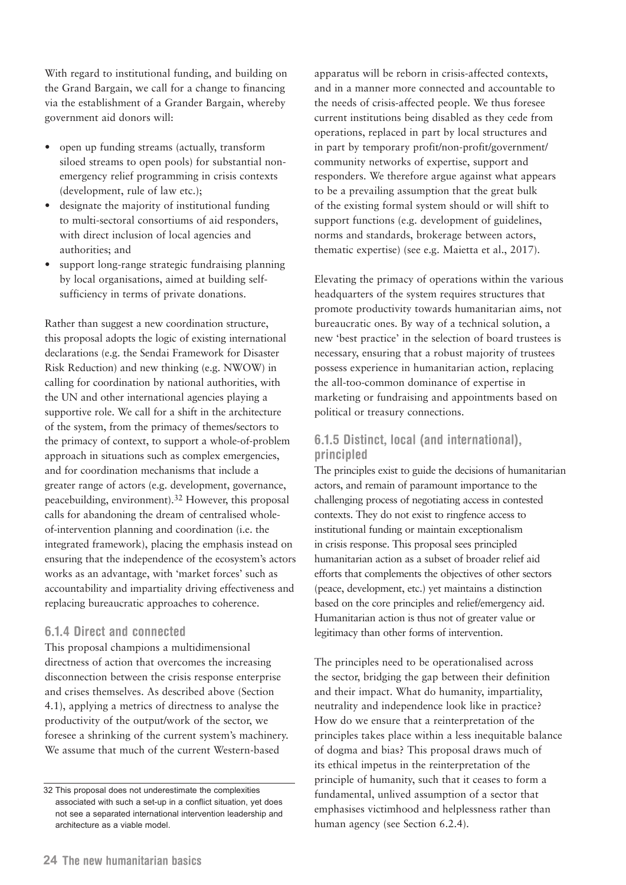With regard to institutional funding, and building on the Grand Bargain, we call for a change to financing via the establishment of a Grander Bargain, whereby government aid donors will:

- open up funding streams (actually, transform siloed streams to open pools) for substantial non-emergency relief programming in crisis contexts (development, rule of law etc.);
- designate the majority of institutional funding to multi-sectoral consortiums of aid responders, with direct inclusion of local agencies and authorities; and
- support long-range strategic fundraising planning by local organisations, aimed at building self-sufficiency in terms of private donations.

Rather than suggest a new coordination structure, this proposal adopts the logic of existing international declarations (e.g. the Sendai Framework for Disaster Risk Reduction) and new thinking (e.g. NWOW) in calling for coordination by national authorities, with the UN and other international agencies playing a supportive role. We call for a shift in the architecture of the system, from the primacy of themes/sectors to the primacy of context, to support a whole-of-problem approach in situations such as complex emergencies, and for coordination mechanisms that include a greater range of actors (e.g. development, governance, peacebuilding, environment).[32] However, this proposal calls for abandoning the dream of centralised whole-of-intervention planning and coordination (i.e. the integrated framework), placing the emphasis instead on ensuring that the independence of the ecosystem's actors works as an advantage, with 'market forces' such as accountability and impartiality driving effectiveness and replacing bureaucratic approaches to coherence.

### 6.1.4 Direct and connected

This proposal champions a multidimensional directness of action that overcomes the increasing disconnection between the crisis response enterprise and crises themselves. As described above (Section 4.1), applying a metrics of directness to analyse the productivity of the output/work of the sector, we foresee a shrinking of the current system's machinery. We assume that much of the current Western-based apparatus will be reborn in crisis-affected contexts, and in a manner more connected and accountable to the needs of crisis-affected people. We thus foresee current institutions being disabled as they cede from operations, replaced in part by local structures and in part by temporary profit/non-profit/government/community networks of expertise, support and responders. We therefore argue against what appears to be a prevailing assumption that the great bulk of the existing formal system should or will shift to support functions (e.g. development of guidelines, norms and standards, brokerage between actors, thematic expertise) (see e.g. Maietta et al., 2017).

Elevating the primacy of operations within the various headquarters of the system requires structures that promote productivity towards humanitarian aims, not bureaucratic ones. By way of a technical solution, a new 'best practice' in the selection of board trustees is necessary, ensuring that a robust majority of trustees possess experience in humanitarian action, replacing the all-too-common dominance of expertise in marketing or fundraising and appointments based on political or treasury connections.

### 6.1.5 Distinct, local (and international), principled

The principles exist to guide the decisions of humanitarian actors, and remain of paramount importance to the challenging process of negotiating access in contested contexts. They do not exist to ringfence access to institutional funding or maintain exceptionalism in crisis response. This proposal sees principled humanitarian action as a subset of broader relief aid efforts that complements the objectives of other sectors (peace, development, etc.) yet maintains a distinction based on the core principles and relief/emergency aid. Humanitarian action is thus not of greater value or legitimacy than other forms of intervention.

The principles need to be operationalised across the sector, bridging the gap between their definition and their impact. What do humanity, impartiality, neutrality and independence look like in practice? How do we ensure that a reinterpretation of the principles takes place within a less inequitable balance of dogma and bias? This proposal draws much of its ethical impetus in the reinterpretation of the principle of humanity, such that it ceases to form a fundamental, unlived assumption of a sector that emphasises victimhood and helplessness rather than human agency (see Section 6.2.4).

32 This proposal does not underestimate the complexities associated with such a set-up in a conflict situation, yet does not see a separated international intervention leadership and architecture as a viable model.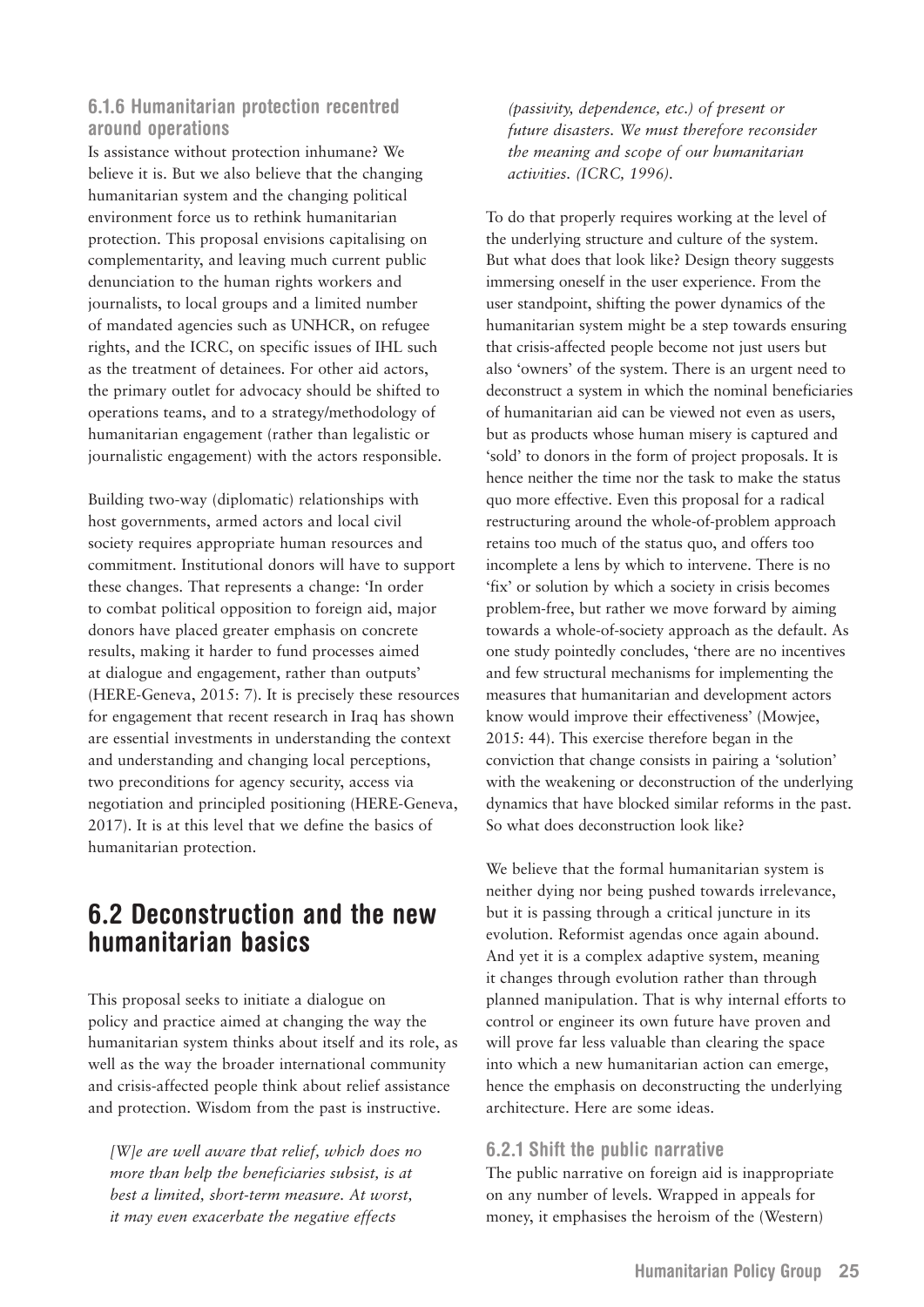### 6.1.6 Humanitarian protection recentred around operations

Is assistance without protection inhumane? We believe it is. But we also believe that the changing humanitarian system and the changing political environment force us to rethink humanitarian protection. This proposal envisions capitalising on complementarity, and leaving much current public denunciation to the human rights workers and journalists, to local groups and a limited number of mandated agencies such as UNHCR, on refugee rights, and the ICRC, on specific issues of IHL such as the treatment of detainees. For other aid actors, the primary outlet for advocacy should be shifted to operations teams, and to a strategy/methodology of humanitarian engagement (rather than legalistic or journalistic engagement) with the actors responsible.

Building two-way (diplomatic) relationships with host governments, armed actors and local civil society requires appropriate human resources and commitment. Institutional donors will have to support these changes. That represents a change: 'In order to combat political opposition to foreign aid, major donors have placed greater emphasis on concrete results, making it harder to fund processes aimed at dialogue and engagement, rather than outputs' (HERE-Geneva, 2015: 7). It is precisely these resources for engagement that recent research in Iraq has shown are essential investments in understanding the context and understanding and changing local perceptions, two preconditions for agency security, access via negotiation and principled positioning (HERE-Geneva, 2017). It is at this level that we define the basics of humanitarian protection.

## 6.2 Deconstruction and the new humanitarian basics

This proposal seeks to initiate a dialogue on policy and practice aimed at changing the way the humanitarian system thinks about itself and its role, as well as the way the broader international community and crisis-affected people think about relief assistance and protection. Wisdom from the past is instructive.

> *[W]e are well aware that relief, which does no more than help the beneficiaries subsist, is at best a limited, short-term measure. At worst, it may even exacerbate the negative effects (passivity, dependence, etc.) of present or future disasters. We must therefore reconsider the meaning and scope of our humanitarian activities. (ICRC, 1996).*

To do that properly requires working at the level of the underlying structure and culture of the system. But what does that look like? Design theory suggests immersing oneself in the user experience. From the user standpoint, shifting the power dynamics of the humanitarian system might be a step towards ensuring that crisis-affected people become not just users but also 'owners' of the system. There is an urgent need to deconstruct a system in which the nominal beneficiaries of humanitarian aid can be viewed not even as users, but as products whose human misery is captured and 'sold' to donors in the form of project proposals. It is hence neither the time nor the task to make the status quo more effective. Even this proposal for a radical restructuring around the whole-of-problem approach retains too much of the status quo, and offers too incomplete a lens by which to intervene. There is no 'fix' or solution by which a society in crisis becomes problem-free, but rather we move forward by aiming towards a whole-of-society approach as the default. As one study pointedly concludes, 'there are no incentives and few structural mechanisms for implementing the measures that humanitarian and development actors know would improve their effectiveness' (Mowjee, 2015: 44). This exercise therefore began in the conviction that change consists in pairing a 'solution' with the weakening or deconstruction of the underlying dynamics that have blocked similar reforms in the past. So what does deconstruction look like?

We believe that the formal humanitarian system is neither dying nor being pushed towards irrelevance, but it is passing through a critical juncture in its evolution. Reformist agendas once again abound. And yet it is a complex adaptive system, meaning it changes through evolution rather than through planned manipulation. That is why internal efforts to control or engineer its own future have proven and will prove far less valuable than clearing the space into which a new humanitarian action can emerge, hence the emphasis on deconstructing the underlying architecture. Here are some ideas.

### 6.2.1 Shift the public narrative

The public narrative on foreign aid is inappropriate on any number of levels. Wrapped in appeals for money, it emphasises the heroism of the (Western)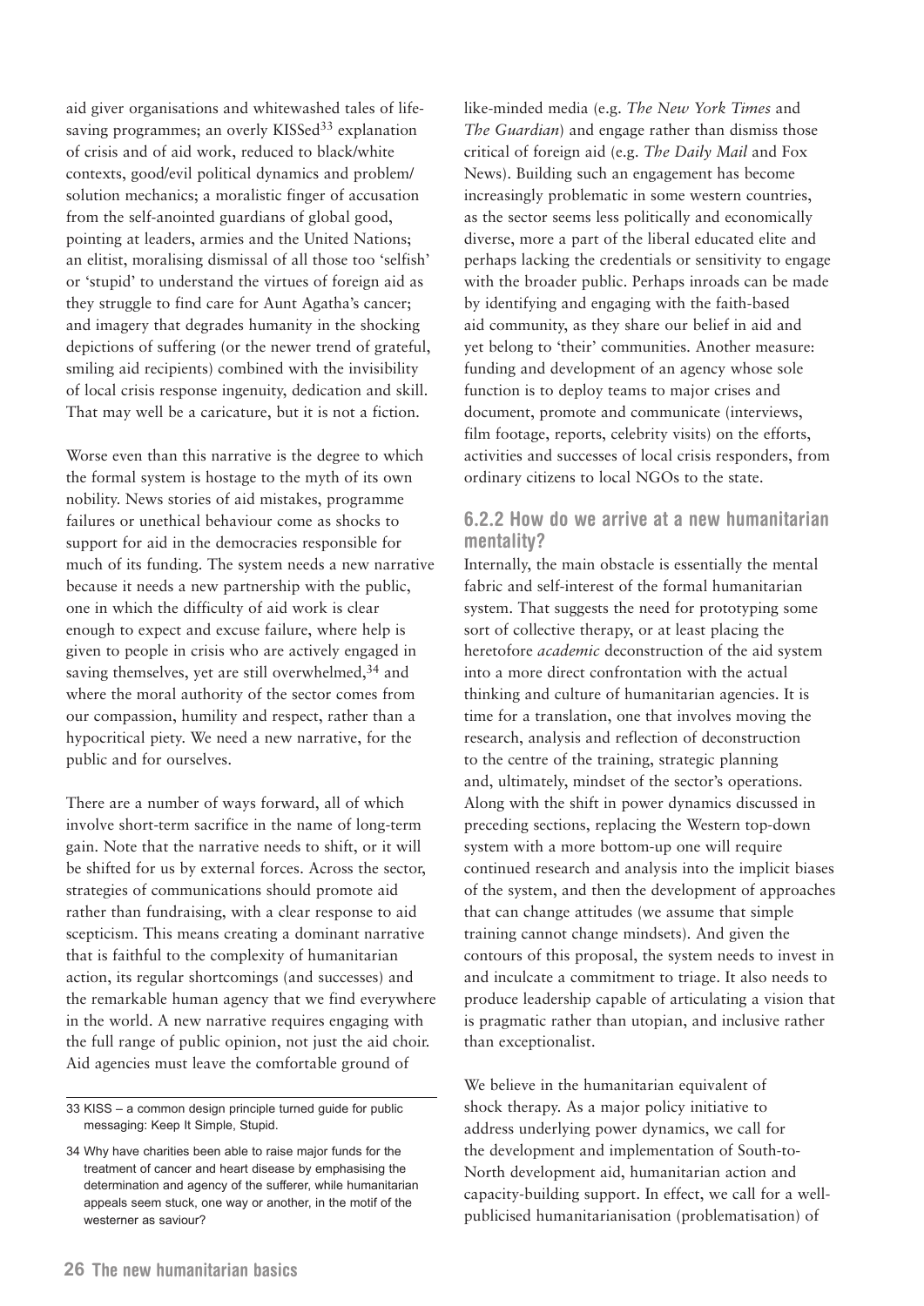aid giver organisations and whitewashed tales of life-saving programmes; an overly KISSed[33] explanation of crisis and of aid work, reduced to black/white contexts, good/evil political dynamics and problem/solution mechanics; a moralistic finger of accusation from the self-anointed guardians of global good, pointing at leaders, armies and the United Nations; an elitist, moralising dismissal of all those too 'selfish' or 'stupid' to understand the virtues of foreign aid as they struggle to find care for Aunt Agatha's cancer; and imagery that degrades humanity in the shocking depictions of suffering (or the newer trend of grateful, smiling aid recipients) combined with the invisibility of local crisis response ingenuity, dedication and skill. That may well be a caricature, but it is not a fiction.

Worse even than this narrative is the degree to which the formal system is hostage to the myth of its own nobility. News stories of aid mistakes, programme failures or unethical behaviour come as shocks to support for aid in the democracies responsible for much of its funding. The system needs a new narrative because it needs a new partnership with the public, one in which the difficulty of aid work is clear enough to expect and excuse failure, where help is given to people in crisis who are actively engaged in saving themselves, yet are still overwhelmed,[34] and where the moral authority of the sector comes from our compassion, humility and respect, rather than a hypocritical piety. We need a new narrative, for the public and for ourselves.

There are a number of ways forward, all of which involve short-term sacrifice in the name of long-term gain. Note that the narrative needs to shift, or it will be shifted for us by external forces. Across the sector, strategies of communications should promote aid rather than fundraising, with a clear response to aid scepticism. This means creating a dominant narrative that is faithful to the complexity of humanitarian action, its regular shortcomings (and successes) and the remarkable human agency that we find everywhere in the world. A new narrative requires engaging with the full range of public opinion, not just the aid choir. Aid agencies must leave the comfortable ground of like-minded media (e.g. *The New York Times* and *The Guardian*) and engage rather than dismiss those critical of foreign aid (e.g. *The Daily Mail* and Fox News). Building such an engagement has become increasingly problematic in some western countries, as the sector seems less politically and economically diverse, more a part of the liberal educated elite and perhaps lacking the credentials or sensitivity to engage with the broader public. Perhaps inroads can be made by identifying and engaging with the faith-based aid community, as they share our belief in aid and yet belong to 'their' communities. Another measure: funding and development of an agency whose sole function is to deploy teams to major crises and document, promote and communicate (interviews, film footage, reports, celebrity visits) on the efforts, activities and successes of local crisis responders, from ordinary citizens to local NGOs to the state.

### 6.2.2 How do we arrive at a new humanitarian mentality?

Internally, the main obstacle is essentially the mental fabric and self-interest of the formal humanitarian system. That suggests the need for prototyping some sort of collective therapy, or at least placing the heretofore *academic* deconstruction of the aid system into a more direct confrontation with the actual thinking and culture of humanitarian agencies. It is time for a translation, one that involves moving the research, analysis and reflection of deconstruction to the centre of the training, strategic planning and, ultimately, mindset of the sector's operations. Along with the shift in power dynamics discussed in preceding sections, replacing the Western top-down system with a more bottom-up one will require continued research and analysis into the implicit biases of the system, and then the development of approaches that can change attitudes (we assume that simple training cannot change mindsets). And given the contours of this proposal, the system needs to invest in and inculcate a commitment to triage. It also needs to produce leadership capable of articulating a vision that is pragmatic rather than utopian, and inclusive rather than exceptionalist.

We believe in the humanitarian equivalent of shock therapy. As a major policy initiative to address underlying power dynamics, we call for the development and implementation of South-to-North development aid, humanitarian action and capacity-building support. In effect, we call for a well-publicised humanitarianisation (problematisation) of

---

33 KISS – a common design principle turned guide for public messaging: Keep It Simple, Stupid.

34 Why have charities been able to raise major funds for the treatment of cancer and heart disease by emphasising the determination and agency of the sufferer, while humanitarian appeals seem stuck, one way or another, in the motif of the westerner as saviour?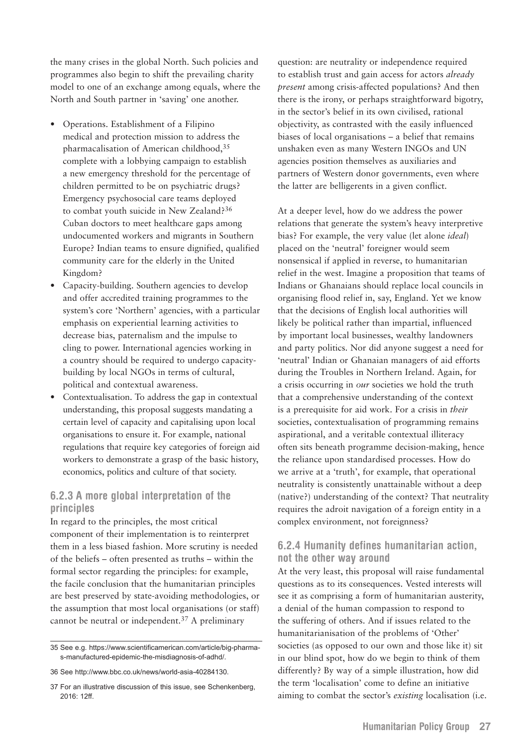the many crises in the global North. Such policies and programmes also begin to shift the prevailing charity model to one of an exchange among equals, where the North and South partner in 'saving' one another.

- Operations. Establishment of a Filipino medical and protection mission to address the pharmacalisation of American childhood,[35] complete with a lobbying campaign to establish a new emergency threshold for the percentage of children permitted to be on psychiatric drugs? Emergency psychosocial care teams deployed to combat youth suicide in New Zealand?[36] Cuban doctors to meet healthcare gaps among undocumented workers and migrants in Southern Europe? Indian teams to ensure dignified, qualified community care for the elderly in the United Kingdom?
- Capacity-building. Southern agencies to develop and offer accredited training programmes to the system's core 'Northern' agencies, with a particular emphasis on experiential learning activities to decrease bias, paternalism and the impulse to cling to power. International agencies working in a country should be required to undergo capacity-building by local NGOs in terms of cultural, political and contextual awareness.
- Contextualisation. To address the gap in contextual understanding, this proposal suggests mandating a certain level of capacity and capitalising upon local organisations to ensure it. For example, national regulations that require key categories of foreign aid workers to demonstrate a grasp of the basic history, economics, politics and culture of that society.

### 6.2.3 A more global interpretation of the principles

In regard to the principles, the most critical component of their implementation is to reinterpret them in a less biased fashion. More scrutiny is needed of the beliefs – often presented as truths – within the formal sector regarding the principles: for example, the facile conclusion that the humanitarian principles are best preserved by state-avoiding methodologies, or the assumption that most local organisations (or staff) cannot be neutral or independent.[37] A preliminary question: are neutrality or independence required to establish trust and gain access for actors *already present* among crisis-affected populations? And then there is the irony, or perhaps straightforward bigotry, in the sector's belief in its own civilised, rational objectivity, as contrasted with the easily influenced biases of local organisations – a belief that remains unshaken even as many Western INGOs and UN agencies position themselves as auxiliaries and partners of Western donor governments, even where the latter are belligerents in a given conflict.

At a deeper level, how do we address the power relations that generate the system's heavy interpretive bias? For example, the very value (let alone *ideal*) placed on the 'neutral' foreigner would seem nonsensical if applied in reverse, to humanitarian relief in the west. Imagine a proposition that teams of Indians or Ghanaians should replace local councils in organising flood relief in, say, England. Yet we know that the decisions of English local authorities will likely be political rather than impartial, influenced by important local businesses, wealthy landowners and party politics. Nor did anyone suggest a need for 'neutral' Indian or Ghanaian managers of aid efforts during the Troubles in Northern Ireland. Again, for a crisis occurring in *our* societies we hold the truth that a comprehensive understanding of the context is a prerequisite for aid work. For a crisis in *their* societies, contextualisation of programming remains aspirational, and a veritable contextual illiteracy often sits beneath programme decision-making, hence the reliance upon standardised processes. How do we arrive at a 'truth', for example, that operational neutrality is consistently unattainable without a deep (native?) understanding of the context? That neutrality requires the adroit navigation of a foreign entity in a complex environment, not foreignness?

### 6.2.4 Humanity defines humanitarian action, not the other way around

At the very least, this proposal will raise fundamental questions as to its consequences. Vested interests will see it as comprising a form of humanitarian austerity, a denial of the human compassion to respond to the suffering of others. And if issues related to the humanitarianisation of the problems of 'Other' societies (as opposed to our own and those like it) sit in our blind spot, how do we begin to think of them differently? By way of a simple illustration, how did the term 'localisation' come to define an initiative aiming to combat the sector's *existing* localisation (i.e.

---

35 See e.g. https://www.scientificamerican.com/article/big-pharmas-manufactured-epidemic-the-misdiagnosis-of-adhd/.

36 See http://www.bbc.co.uk/news/world-asia-40284130.

37 For an illustrative discussion of this issue, see Schenkenberg, 2016: 12ff.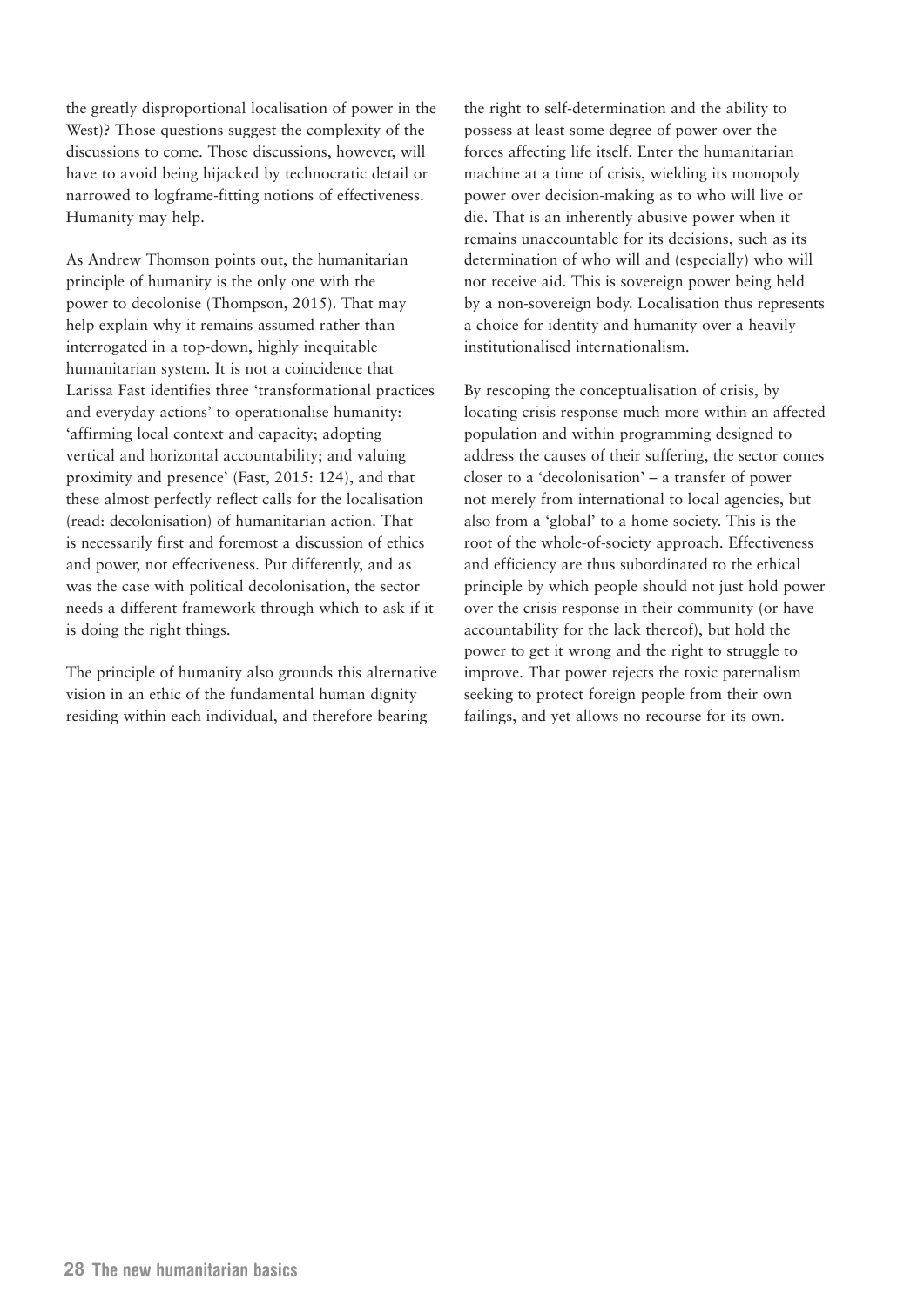the greatly disproportional localisation of power in the West)? Those questions suggest the complexity of the discussions to come. Those discussions, however, will have to avoid being hijacked by technocratic detail or narrowed to logframe-fitting notions of effectiveness. Humanity may help.

As Andrew Thomson points out, the humanitarian principle of humanity is the only one with the power to decolonise (Thompson, 2015). That may help explain why it remains assumed rather than interrogated in a top-down, highly inequitable humanitarian system. It is not a coincidence that Larissa Fast identifies three 'transformational practices and everyday actions' to operationalise humanity: 'affirming local context and capacity; adopting vertical and horizontal accountability; and valuing proximity and presence' (Fast, 2015: 124), and that these almost perfectly reflect calls for the localisation (read: decolonisation) of humanitarian action. That is necessarily first and foremost a discussion of ethics and power, not effectiveness. Put differently, and as was the case with political decolonisation, the sector needs a different framework through which to ask if it is doing the right things.

The principle of humanity also grounds this alternative vision in an ethic of the fundamental human dignity residing within each individual, and therefore bearing the right to self-determination and the ability to possess at least some degree of power over the forces affecting life itself. Enter the humanitarian machine at a time of crisis, wielding its monopoly power over decision-making as to who will live or die. That is an inherently abusive power when it remains unaccountable for its decisions, such as its determination of who will and (especially) who will not receive aid. This is sovereign power being held by a non-sovereign body. Localisation thus represents a choice for identity and humanity over a heavily institutionalised internationalism.

By rescoping the conceptualisation of crisis, by locating crisis response much more within an affected population and within programming designed to address the causes of their suffering, the sector comes closer to a 'decolonisation' – a transfer of power not merely from international to local agencies, but also from a 'global' to a home society. This is the root of the whole-of-society approach. Effectiveness and efficiency are thus subordinated to the ethical principle by which people should not just hold power over the crisis response in their community (or have accountability for the lack thereof), but hold the power to get it wrong and the right to struggle to improve. That power rejects the toxic paternalism seeking to protect foreign people from their own failings, and yet allows no recourse for its own.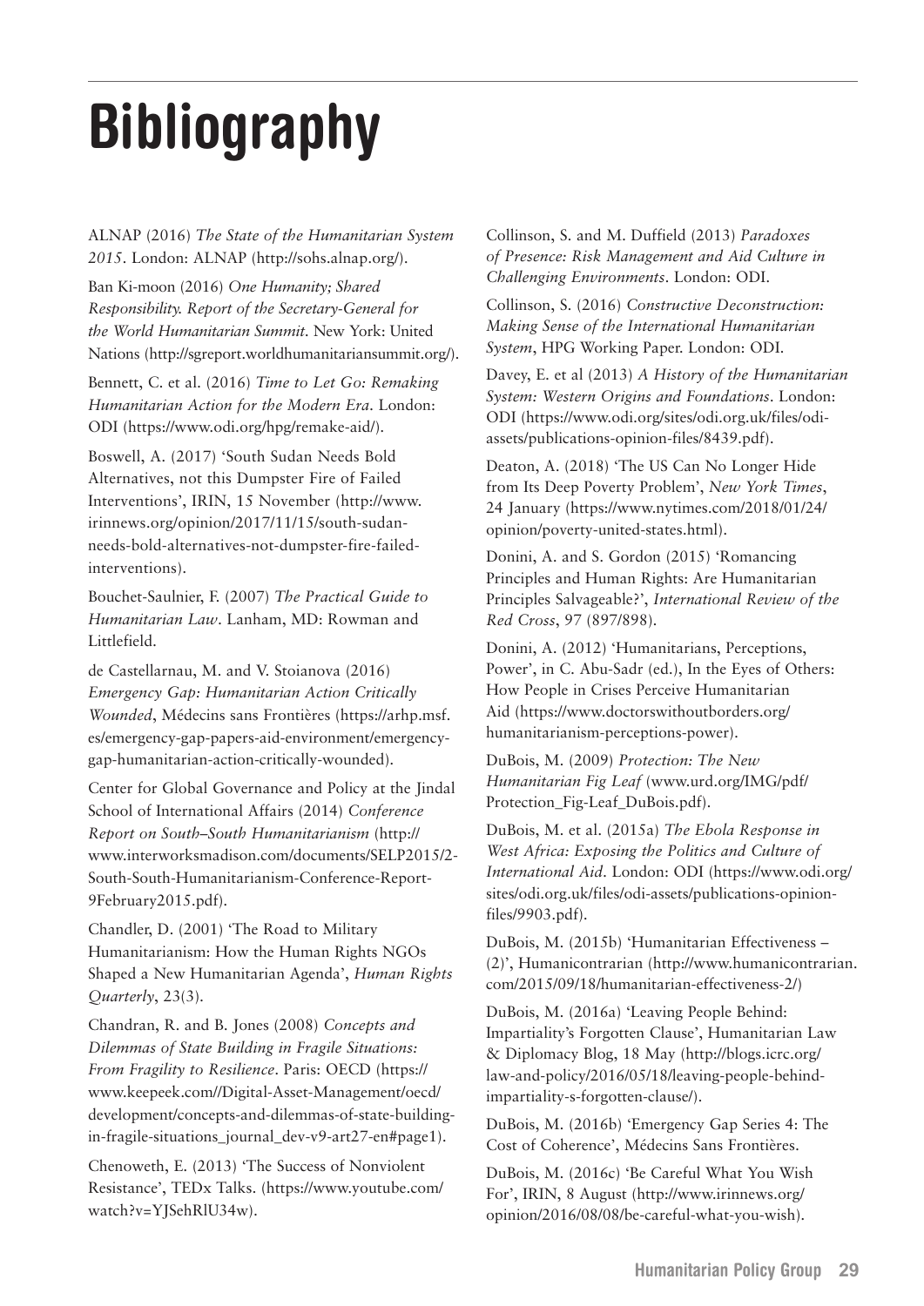# Bibliography

ALNAP (2016) *The State of the Humanitarian System 2015*. London: ALNAP (http://sohs.alnap.org/).

Ban Ki-moon (2016) *One Humanity; Shared Responsibility. Report of the Secretary-General for the World Humanitarian Summit*. New York: United Nations (http://sgreport.worldhumanitariansummit.org/).

Bennett, C. et al. (2016) *Time to Let Go: Remaking Humanitarian Action for the Modern Era*. London: ODI (https://www.odi.org/hpg/remake-aid/).

Boswell, A. (2017) 'South Sudan Needs Bold Alternatives, not this Dumpster Fire of Failed Interventions', IRIN, 15 November (http://www.irinnews.org/opinion/2017/11/15/south-sudan-needs-bold-alternatives-not-dumpster-fire-failed-interventions).

Bouchet-Saulnier, F. (2007) *The Practical Guide to Humanitarian Law*. Lanham, MD: Rowman and Littlefield.

de Castellarnau, M. and V. Stoianova (2016) *Emergency Gap: Humanitarian Action Critically Wounded*, Médecins sans Frontières (https://arhp.msf.es/emergency-gap-papers-aid-environment/emergency-gap-humanitarian-action-critically-wounded).

Center for Global Governance and Policy at the Jindal School of International Affairs (2014) *Conference Report on South–South Humanitarianism* (http://www.interworksmadison.com/documents/SELP2015/2-South-South-Humanitarianism-Conference-Report-9February2015.pdf).

Chandler, D. (2001) 'The Road to Military Humanitarianism: How the Human Rights NGOs Shaped a New Humanitarian Agenda', *Human Rights Quarterly*, 23(3).

Chandran, R. and B. Jones (2008) *Concepts and Dilemmas of State Building in Fragile Situations: From Fragility to Resilience*. Paris: OECD (https://www.keepeek.com//Digital-Asset-Management/oecd/development/concepts-and-dilemmas-of-state-building-in-fragile-situations_journal_dev-v9-art27-en#page1).

Chenoweth, E. (2013) 'The Success of Nonviolent Resistance', TEDx Talks. (https://www.youtube.com/watch?v=YJSehRlU34w).

Collinson, S. and M. Duffield (2013) *Paradoxes of Presence: Risk Management and Aid Culture in Challenging Environments*. London: ODI.

Collinson, S. (2016) *Constructive Deconstruction: Making Sense of the International Humanitarian System*, HPG Working Paper. London: ODI.

Davey, E. et al (2013) *A History of the Humanitarian System: Western Origins and Foundations*. London: ODI (https://www.odi.org/sites/odi.org.uk/files/odi-assets/publications-opinion-files/8439.pdf).

Deaton, A. (2018) 'The US Can No Longer Hide from Its Deep Poverty Problem', *New York Times*, 24 January (https://www.nytimes.com/2018/01/24/opinion/poverty-united-states.html).

Donini, A. and S. Gordon (2015) 'Romancing Principles and Human Rights: Are Humanitarian Principles Salvageable?', *International Review of the Red Cross*, 97 (897/898).

Donini, A. (2012) 'Humanitarians, Perceptions, Power', in C. Abu-Sadr (ed.), In the Eyes of Others: How People in Crises Perceive Humanitarian Aid (https://www.doctorswithoutborders.org/humanitarianism-perceptions-power).

DuBois, M. (2009) *Protection: The New Humanitarian Fig Leaf* (www.urd.org/IMG/pdf/Protection_Fig-Leaf_DuBois.pdf).

DuBois, M. et al. (2015a) *The Ebola Response in West Africa: Exposing the Politics and Culture of International Aid*. London: ODI (https://www.odi.org/sites/odi.org.uk/files/odi-assets/publications-opinion-files/9903.pdf).

DuBois, M. (2015b) 'Humanitarian Effectiveness – (2)', Humanicontrarian (http://www.humanicontrarian.com/2015/09/18/humanitarian-effectiveness-2/)

DuBois, M. (2016a) 'Leaving People Behind: Impartiality's Forgotten Clause', Humanitarian Law & Diplomacy Blog, 18 May (http://blogs.icrc.org/law-and-policy/2016/05/18/leaving-people-behind-impartiality-s-forgotten-clause/).

DuBois, M. (2016b) 'Emergency Gap Series 4: The Cost of Coherence', Médecins Sans Frontières.

DuBois, M. (2016c) 'Be Careful What You Wish For', IRIN, 8 August (http://www.irinnews.org/opinion/2016/08/08/be-careful-what-you-wish).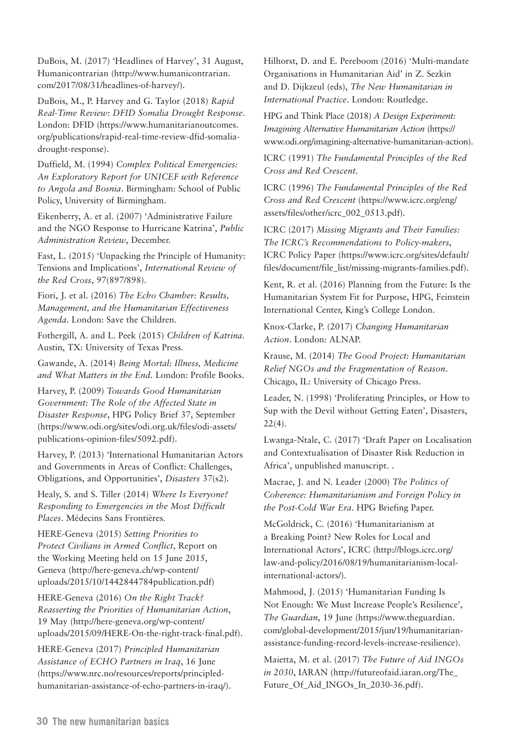DuBois, M. (2017) 'Headlines of Harvey', 31 August, Humanicontrarian (http://www.humanicontrarian.com/2017/08/31/headlines-of-harvey/).

DuBois, M., P. Harvey and G. Taylor (2018) *Rapid Real-Time Review: DFID Somalia Drought Response*. London: DFID (https://www.humanitarianoutcomes.org/publications/rapid-real-time-review-dfid-somalia-drought-response).

Duffield, M. (1994) *Complex Political Emergencies: An Exploratory Report for UNICEF with Reference to Angola and Bosnia*. Birmingham: School of Public Policy, University of Birmingham.

Eikenberry, A. et al. (2007) 'Administrative Failure and the NGO Response to Hurricane Katrina', *Public Administration Review*, December.

Fast, L. (2015) 'Unpacking the Principle of Humanity: Tensions and Implications', *International Review of the Red Cross*, 97(897/898).

Fiori, J. et al. (2016) *The Echo Chamber: Results, Management, and the Humanitarian Effectiveness Agenda*. London: Save the Children.

Fothergill, A. and L. Peek (2015) *Children of Katrina*. Austin, TX: University of Texas Press.

Gawande, A. (2014) *Being Mortal: Illness, Medicine and What Matters in the End*. London: Profile Books.

Harvey, P. (2009) *Towards Good Humanitarian Government: The Role of the Affected State in Disaster Response*, HPG Policy Brief 37, September (https://www.odi.org/sites/odi.org.uk/files/odi-assets/publications-opinion-files/5092.pdf).

Harvey, P. (2013) 'International Humanitarian Actors and Governments in Areas of Conflict: Challenges, Obligations, and Opportunities', *Disasters* 37(s2).

Healy, S. and S. Tiller (2014) *Where Is Everyone? Responding to Emergencies in the Most Difficult Places*. Médecins Sans Frontières.

HERE-Geneva (2015) *Setting Priorities to Protect Civilians in Armed Conflict*, Report on the Working Meeting held on 15 June 2015, Geneva (http://here-geneva.ch/wp-content/uploads/2015/10/1442844784publication.pdf)

HERE-Geneva (2016) *On the Right Track? Reasserting the Priorities of Humanitarian Action*, 19 May (http://here-geneva.org/wp-content/uploads/2015/09/HERE-On-the-right-track-final.pdf).

HERE-Geneva (2017) *Principled Humanitarian Assistance of ECHO Partners in Iraq*, 16 June (https://www.nrc.no/resources/reports/principled-humanitarian-assistance-of-echo-partners-in-iraq/).

Hilhorst, D. and E. Pereboom (2016) 'Multi-mandate Organisations in Humanitarian Aid' in Z. Sezkin and D. Dijkzeul (eds), *The New Humanitarian in International Practice*. London: Routledge.

HPG and Think Place (2018) *A Design Experiment: Imagining Alternative Humanitarian Action* (https://www.odi.org/imagining-alternative-humanitarian-action).

ICRC (1991) *The Fundamental Principles of the Red Cross and Red Crescent*.

ICRC (1996) *The Fundamental Principles of the Red Cross and Red Crescent* (https://www.icrc.org/eng/assets/files/other/icrc_002_0513.pdf).

ICRC (2017) *Missing Migrants and Their Families: The ICRC's Recommendations to Policy-makers*, ICRC Policy Paper (https://www.icrc.org/sites/default/files/document/file_list/missing-migrants-families.pdf).

Kent, R. et al. (2016) Planning from the Future: Is the Humanitarian System Fit for Purpose, HPG, Feinstein International Center, King's College London.

Knox-Clarke, P. (2017) *Changing Humanitarian Action*. London: ALNAP.

Krause, M. (2014) *The Good Project: Humanitarian Relief NGOs and the Fragmentation of Reason*. Chicago, IL: University of Chicago Press.

Leader, N. (1998) 'Proliferating Principles, or How to Sup with the Devil without Getting Eaten', Disasters, 22(4).

Lwanga-Ntale, C. (2017) 'Draft Paper on Localisation and Contextualisation of Disaster Risk Reduction in Africa', unpublished manuscript. .

Macrae, J. and N. Leader (2000) *The Politics of Coherence: Humanitarianism and Foreign Policy in the Post-Cold War Era*. HPG Briefing Paper.

McGoldrick, C. (2016) 'Humanitarianism at a Breaking Point? New Roles for Local and International Actors', ICRC (http://blogs.icrc.org/law-and-policy/2016/08/19/humanitarianism-local-international-actors/).

Mahmood, J. (2015) 'Humanitarian Funding Is Not Enough: We Must Increase People's Resilience', *The Guardian*, 19 June (https://www.theguardian.com/global-development/2015/jun/19/humanitarian-assistance-funding-record-levels-increase-resilience).

Maietta, M. et al. (2017) *The Future of Aid INGOs in 2030*, IARAN (http://futureofaid.iaran.org/The_Future_Of_Aid_INGOs_In_2030-36.pdf).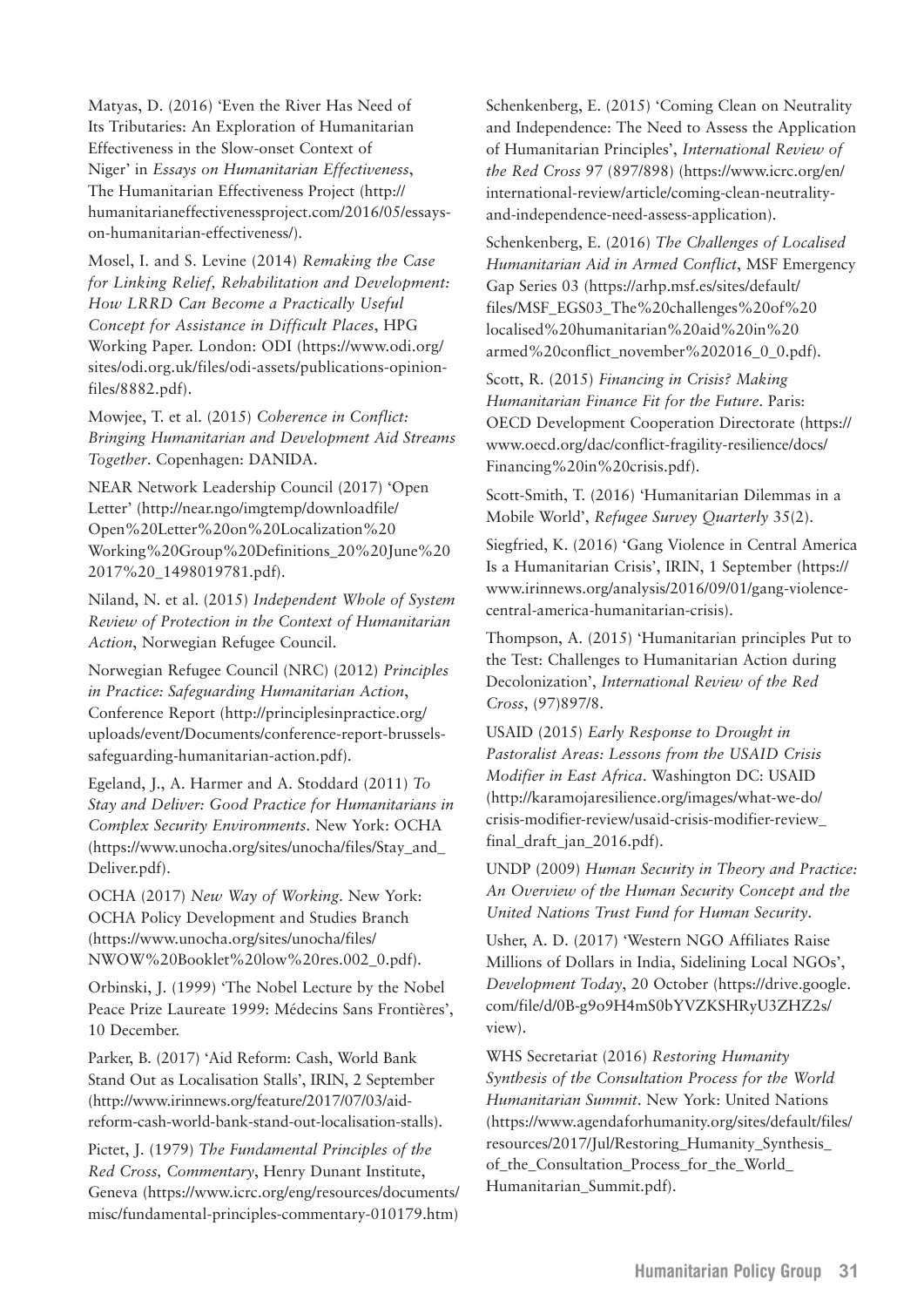Matyas, D. (2016) 'Even the River Has Need of Its Tributaries: An Exploration of Humanitarian Effectiveness in the Slow-onset Context of Niger' in *Essays on Humanitarian Effectiveness*, The Humanitarian Effectiveness Project (http://humanitarianeffectivenessproject.com/2016/05/essays-on-humanitarian-effectiveness/).

Mosel, I. and S. Levine (2014) *Remaking the Case for Linking Relief, Rehabilitation and Development: How LRRD Can Become a Practically Useful Concept for Assistance in Difficult Places*, HPG Working Paper. London: ODI (https://www.odi.org/sites/odi.org.uk/files/odi-assets/publications-opinion-files/8882.pdf).

Mowjee, T. et al. (2015) *Coherence in Conflict: Bringing Humanitarian and Development Aid Streams Together*. Copenhagen: DANIDA.

NEAR Network Leadership Council (2017) 'Open Letter' (http://near.ngo/imgtemp/downloadfile/Open%20Letter%20on%20Localization%20Working%20Group%20Definitions_20%20June%202017%20_1498019781.pdf).

Niland, N. et al. (2015) *Independent Whole of System Review of Protection in the Context of Humanitarian Action*, Norwegian Refugee Council.

Norwegian Refugee Council (NRC) (2012) *Principles in Practice: Safeguarding Humanitarian Action*, Conference Report (http://principlesinpractice.org/uploads/event/Documents/conference-report-brussels-safeguarding-humanitarian-action.pdf).

Egeland, J., A. Harmer and A. Stoddard (2011) *To Stay and Deliver: Good Practice for Humanitarians in Complex Security Environments*. New York: OCHA (https://www.unocha.org/sites/unocha/files/Stay_and_Deliver.pdf).

OCHA (2017) *New Way of Working*. New York: OCHA Policy Development and Studies Branch (https://www.unocha.org/sites/unocha/files/NWOW%20Booklet%20low%20res.002_0.pdf).

Orbinski, J. (1999) 'The Nobel Lecture by the Nobel Peace Prize Laureate 1999: Médecins Sans Frontières', 10 December.

Parker, B. (2017) 'Aid Reform: Cash, World Bank Stand Out as Localisation Stalls', IRIN, 2 September (http://www.irinnews.org/feature/2017/07/03/aid-reform-cash-world-bank-stand-out-localisation-stalls).

Pictet, J. (1979) *The Fundamental Principles of the Red Cross, Commentary*, Henry Dunant Institute, Geneva (https://www.icrc.org/eng/resources/documents/misc/fundamental-principles-commentary-010179.htm)

Schenkenberg, E. (2015) 'Coming Clean on Neutrality and Independence: The Need to Assess the Application of Humanitarian Principles', *International Review of the Red Cross* 97 (897/898) (https://www.icrc.org/en/international-review/article/coming-clean-neutrality-and-independence-need-assess-application).

Schenkenberg, E. (2016) *The Challenges of Localised Humanitarian Aid in Armed Conflict*, MSF Emergency Gap Series 03 (https://arhp.msf.es/sites/default/files/MSF_EGS03_The%20challenges%20of%20localised%20humanitarian%20aid%20in%20armed%20conflict_november%202016_0_0.pdf).

Scott, R. (2015) *Financing in Crisis? Making Humanitarian Finance Fit for the Future*. Paris: OECD Development Cooperation Directorate (https://www.oecd.org/dac/conflict-fragility-resilience/docs/Financing%20in%20crisis.pdf).

Scott-Smith, T. (2016) 'Humanitarian Dilemmas in a Mobile World', *Refugee Survey Quarterly* 35(2).

Siegfried, K. (2016) 'Gang Violence in Central America Is a Humanitarian Crisis', IRIN, 1 September (https://www.irinnews.org/analysis/2016/09/01/gang-violence-central-america-humanitarian-crisis).

Thompson, A. (2015) 'Humanitarian principles Put to the Test: Challenges to Humanitarian Action during Decolonization', *International Review of the Red Cross*, (97)897/8.

USAID (2015) *Early Response to Drought in Pastoralist Areas: Lessons from the USAID Crisis Modifier in East Africa*. Washington DC: USAID (http://karamojaresilience.org/images/what-we-do/crisis-modifier-review/usaid-crisis-modifier-review_final_draft_jan_2016.pdf).

UNDP (2009) *Human Security in Theory and Practice: An Overview of the Human Security Concept and the United Nations Trust Fund for Human Security*.

Usher, A. D. (2017) 'Western NGO Affiliates Raise Millions of Dollars in India, Sidelining Local NGOs', *Development Today*, 20 October (https://drive.google.com/file/d/0B-g9o9H4mS0bYVZKSHRyU3ZHZ2s/view).

WHS Secretariat (2016) *Restoring Humanity Synthesis of the Consultation Process for the World Humanitarian Summit*. New York: United Nations (https://www.agendaforhumanity.org/sites/default/files/resources/2017/Jul/Restoring_Humanity_Synthesis_of_the_Consultation_Process_for_the_World_Humanitarian_Summit.pdf).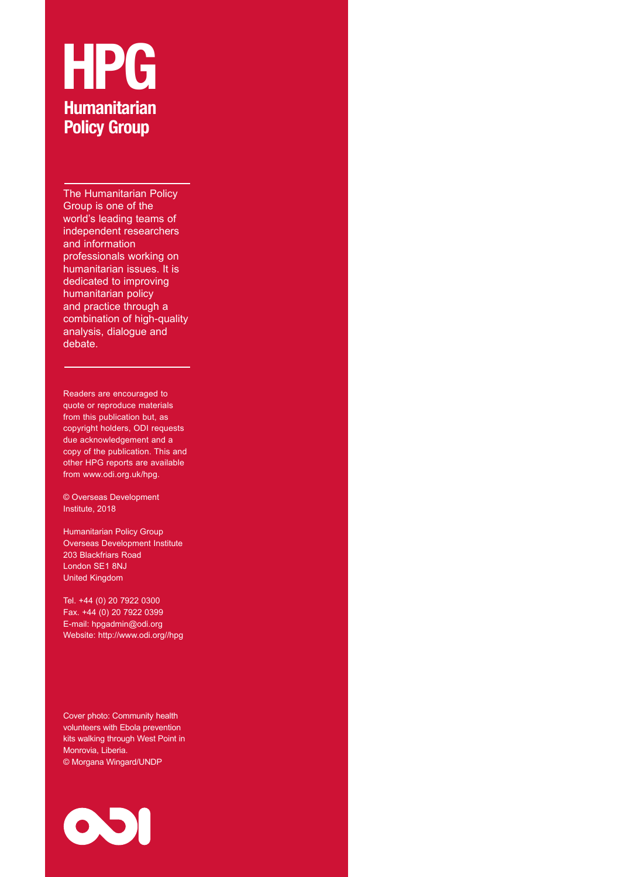# HPG

## Humanitarian Policy Group

The Humanitarian Policy Group is one of the world's leading teams of independent researchers and information professionals working on humanitarian issues. It is dedicated to improving humanitarian policy and practice through a combination of high-quality analysis, dialogue and debate.

Readers are encouraged to quote or reproduce materials from this publication but, as copyright holders, ODI requests due acknowledgement and a copy of the publication. This and other HPG reports are available from www.odi.org.uk/hpg.

© Overseas Development Institute, 2018

Humanitarian Policy Group
Overseas Development Institute
203 Blackfriars Road
London SE1 8NJ
United Kingdom

Tel. +44 (0) 20 7922 0300
Fax. +44 (0) 20 7922 0399
E-mail: hpgadmin@odi.org
Website: http://www.odi.org//hpg

Cover photo: Community health volunteers with Ebola prevention kits walking through West Point in Monrovia, Liberia.
© Morgana Wingard/UNDP